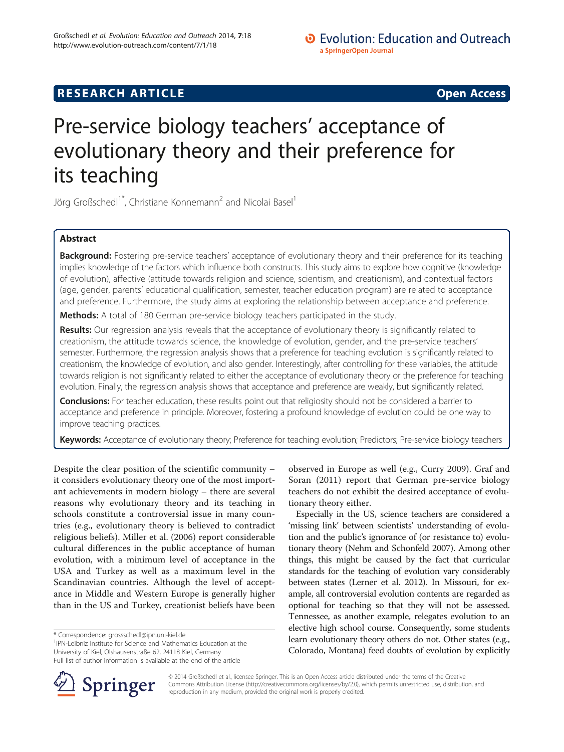**RESEARCH ARTICLE** **Open Access**

# Pre-service biology teachers' acceptance of evolutionary theory and their preference for its teaching

Jörg Großschedl[1*], Christiane Konnemann[2] and Nicolai Basel[1]

## Abstract

**Background:** Fostering pre-service teachers' acceptance of evolutionary theory and their preference for its teaching implies knowledge of the factors which influence both constructs. This study aims to explore how cognitive (knowledge of evolution), affective (attitude towards religion and science, scientism, and creationism), and contextual factors (age, gender, parents' educational qualification, semester, teacher education program) are related to acceptance and preference. Furthermore, the study aims at exploring the relationship between acceptance and preference.

**Methods:** A total of 180 German pre-service biology teachers participated in the study.

**Results:** Our regression analysis reveals that the acceptance of evolutionary theory is significantly related to creationism, the attitude towards science, the knowledge of evolution, gender, and the pre-service teachers' semester. Furthermore, the regression analysis shows that a preference for teaching evolution is significantly related to creationism, the knowledge of evolution, and also gender. Interestingly, after controlling for these variables, the attitude towards religion is not significantly related to either the acceptance of evolutionary theory or the preference for teaching evolution. Finally, the regression analysis shows that acceptance and preference are weakly, but significantly related.

**Conclusions:** For teacher education, these results point out that religiosity should not be considered a barrier to acceptance and preference in principle. Moreover, fostering a profound knowledge of evolution could be one way to improve teaching practices.

**Keywords:** Acceptance of evolutionary theory; Preference for teaching evolution; Predictors; Pre-service biology teachers

Despite the clear position of the scientific community – it considers evolutionary theory one of the most important achievements in modern biology – there are several reasons why evolutionary theory and its teaching in schools constitute a controversial issue in many countries (e.g., evolutionary theory is believed to contradict religious beliefs). Miller et al. (2006) report considerable cultural differences in the public acceptance of human evolution, with a minimum level of acceptance in the USA and Turkey as well as a maximum level in the Scandinavian countries. Although the level of acceptance in Middle and Western Europe is generally higher than in the US and Turkey, creationist beliefs have been observed in Europe as well (e.g., Curry 2009). Graf and Soran (2011) report that German pre-service biology teachers do not exhibit the desired acceptance of evolutionary theory either.

Especially in the US, science teachers are considered a 'missing link' between scientists' understanding of evolution and the public's ignorance of (or resistance to) evolutionary theory (Nehm and Schonfeld 2007). Among other things, this might be caused by the fact that curricular standards for the teaching of evolution vary considerably between states (Lerner et al. 2012). In Missouri, for example, all controversial evolution contents are regarded as optional for teaching so that they will not be assessed. Tennessee, as another example, relegates evolution to an elective high school course. Consequently, some students learn evolutionary theory others do not. Other states (e.g., Colorado, Montana) feed doubts of evolution by explicitly

\* Correspondence: grossschedl@ipn.uni-kiel.de
[1]IPN-Leibniz Institute for Science and Mathematics Education at the University of Kiel, Olshausenstraße 62, 24118 Kiel, Germany
Full list of author information is available at the end of the article

© 2014 Großschedl et al.; licensee Springer. This is an Open Access article distributed under the terms of the Creative Commons Attribution License (http://creativecommons.org/licenses/by/2.0), which permits unrestricted use, distribution, and reproduction in any medium, provided the original work is properly credited.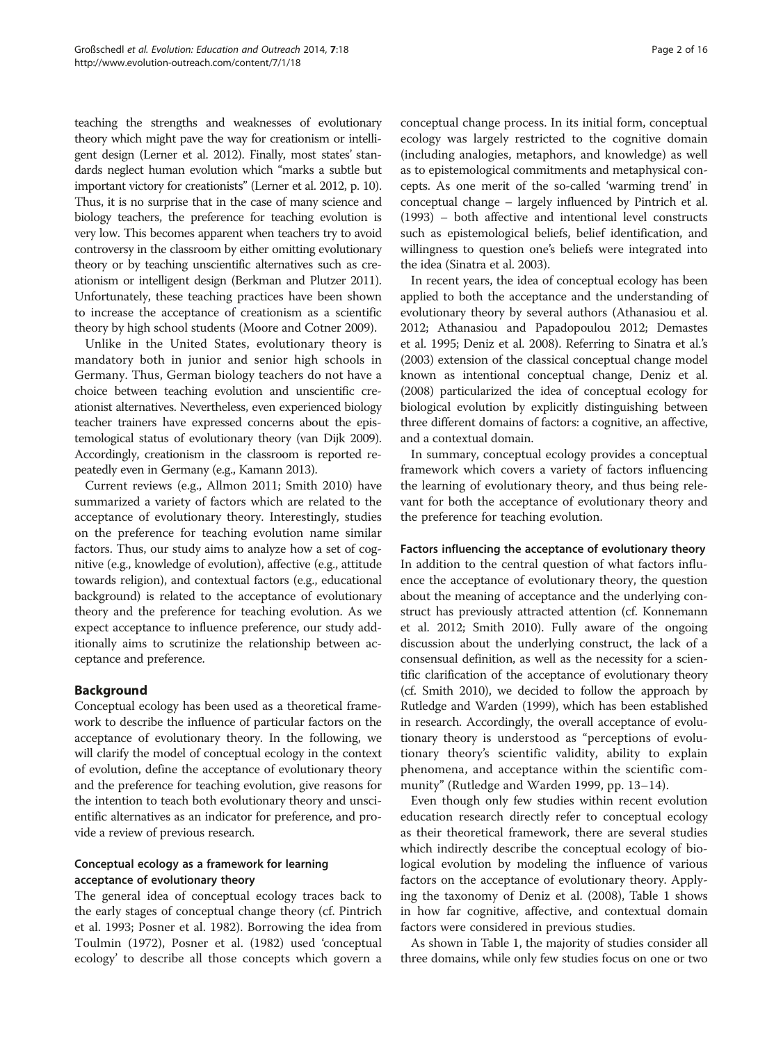teaching the strengths and weaknesses of evolutionary theory which might pave the way for creationism or intelligent design (Lerner et al. 2012). Finally, most states' standards neglect human evolution which "marks a subtle but important victory for creationists" (Lerner et al. 2012, p. 10). Thus, it is no surprise that in the case of many science and biology teachers, the preference for teaching evolution is very low. This becomes apparent when teachers try to avoid controversy in the classroom by either omitting evolutionary theory or by teaching unscientific alternatives such as creationism or intelligent design (Berkman and Plutzer 2011). Unfortunately, these teaching practices have been shown to increase the acceptance of creationism as a scientific theory by high school students (Moore and Cotner 2009).

Unlike in the United States, evolutionary theory is mandatory both in junior and senior high schools in Germany. Thus, German biology teachers do not have a choice between teaching evolution and unscientific creationist alternatives. Nevertheless, even experienced biology teacher trainers have expressed concerns about the epistemological status of evolutionary theory (van Dijk 2009). Accordingly, creationism in the classroom is reported repeatedly even in Germany (e.g., Kamann 2013).

Current reviews (e.g., Allmon 2011; Smith 2010) have summarized a variety of factors which are related to the acceptance of evolutionary theory. Interestingly, studies on the preference for teaching evolution name similar factors. Thus, our study aims to analyze how a set of cognitive (e.g., knowledge of evolution), affective (e.g., attitude towards religion), and contextual factors (e.g., educational background) is related to the acceptance of evolutionary theory and the preference for teaching evolution. As we expect acceptance to influence preference, our study additionally aims to scrutinize the relationship between acceptance and preference.

## Background

Conceptual ecology has been used as a theoretical framework to describe the influence of particular factors on the acceptance of evolutionary theory. In the following, we will clarify the model of conceptual ecology in the context of evolution, define the acceptance of evolutionary theory and the preference for teaching evolution, give reasons for the intention to teach both evolutionary theory and unscientific alternatives as an indicator for preference, and provide a review of previous research.

### Conceptual ecology as a framework for learning acceptance of evolutionary theory

The general idea of conceptual ecology traces back to the early stages of conceptual change theory (cf. Pintrich et al. 1993; Posner et al. 1982). Borrowing the idea from Toulmin (1972), Posner et al. (1982) used 'conceptual ecology' to describe all those concepts which govern a conceptual change process. In its initial form, conceptual ecology was largely restricted to the cognitive domain (including analogies, metaphors, and knowledge) as well as to epistemological commitments and metaphysical concepts. As one merit of the so-called 'warming trend' in conceptual change – largely influenced by Pintrich et al. (1993) – both affective and intentional level constructs such as epistemological beliefs, belief identification, and willingness to question one's beliefs were integrated into the idea (Sinatra et al. 2003).

In recent years, the idea of conceptual ecology has been applied to both the acceptance and the understanding of evolutionary theory by several authors (Athanasiou et al. 2012; Athanasiou and Papadopoulou 2012; Demastes et al. 1995; Deniz et al. 2008). Referring to Sinatra et al.'s (2003) extension of the classical conceptual change model known as intentional conceptual change, Deniz et al. (2008) particularized the idea of conceptual ecology for biological evolution by explicitly distinguishing between three different domains of factors: a cognitive, an affective, and a contextual domain.

In summary, conceptual ecology provides a conceptual framework which covers a variety of factors influencing the learning of evolutionary theory, and thus being relevant for both the acceptance of evolutionary theory and the preference for teaching evolution.

### Factors influencing the acceptance of evolutionary theory

In addition to the central question of what factors influence the acceptance of evolutionary theory, the question about the meaning of acceptance and the underlying construct has previously attracted attention (cf. Konnemann et al. 2012; Smith 2010). Fully aware of the ongoing discussion about the underlying construct, the lack of a consensual definition, as well as the necessity for a scientific clarification of the acceptance of evolutionary theory (cf. Smith 2010), we decided to follow the approach by Rutledge and Warden (1999), which has been established in research. Accordingly, the overall acceptance of evolutionary theory is understood as "perceptions of evolutionary theory's scientific validity, ability to explain phenomena, and acceptance within the scientific community" (Rutledge and Warden 1999, pp. 13–14).

Even though only few studies within recent evolution education research directly refer to conceptual ecology as their theoretical framework, there are several studies which indirectly describe the conceptual ecology of biological evolution by modeling the influence of various factors on the acceptance of evolutionary theory. Applying the taxonomy of Deniz et al. (2008), Table 1 shows in how far cognitive, affective, and contextual domain factors were considered in previous studies.

As shown in Table 1, the majority of studies consider all three domains, while only few studies focus on one or two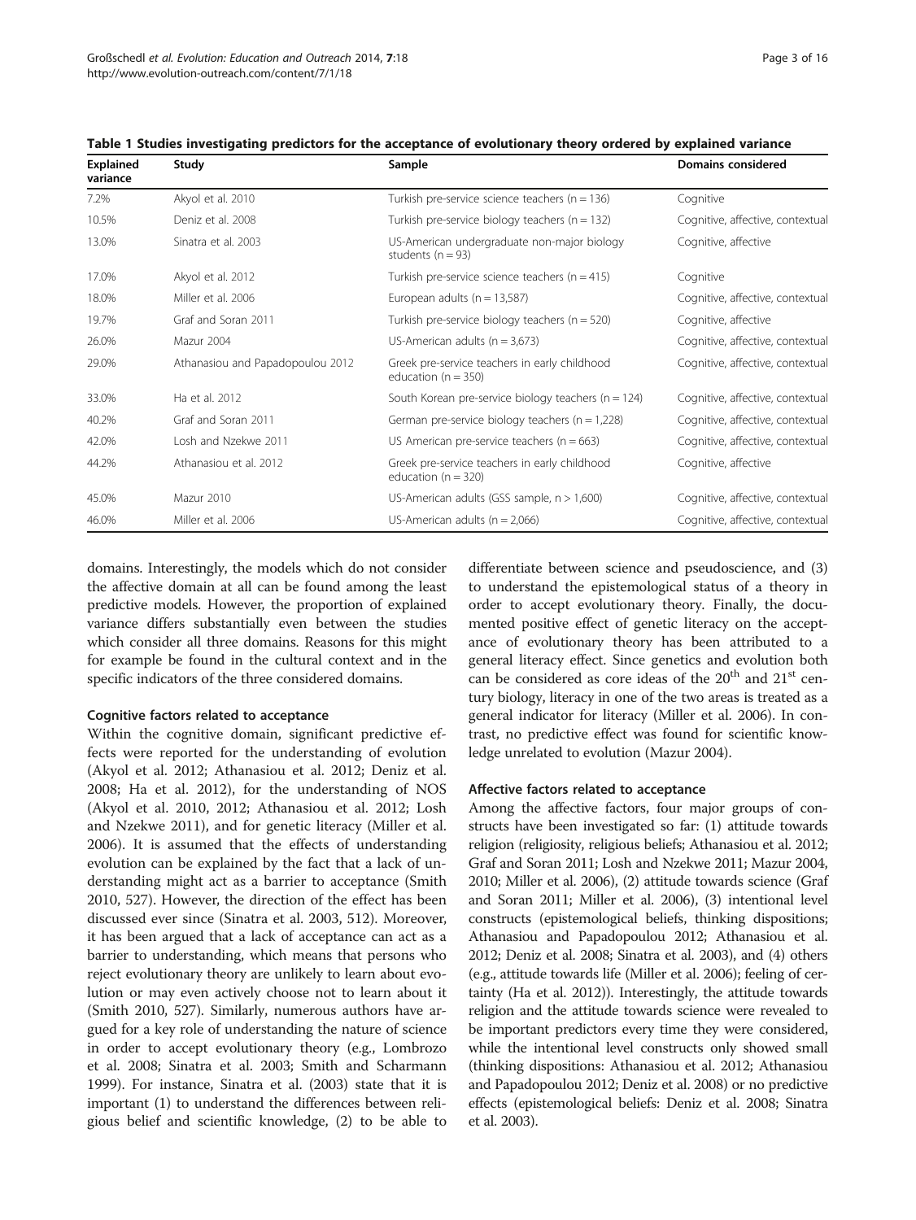**Table 1 Studies investigating predictors for the acceptance of evolutionary theory ordered by explained variance**

| Explained variance | Study | Sample | Domains considered |
| --- | --- | --- | --- |
| 7.2% | Akyol et al. 2010 | Turkish pre-service science teachers (n = 136) | Cognitive |
| 10.5% | Deniz et al. 2008 | Turkish pre-service biology teachers (n = 132) | Cognitive, affective, contextual |
| 13.0% | Sinatra et al. 2003 | US-American undergraduate non-major biology students (n = 93) | Cognitive, affective |
| 17.0% | Akyol et al. 2012 | Turkish pre-service science teachers (n = 415) | Cognitive |
| 18.0% | Miller et al. 2006 | European adults (n = 13,587) | Cognitive, affective, contextual |
| 19.7% | Graf and Soran 2011 | Turkish pre-service biology teachers (n = 520) | Cognitive, affective |
| 26.0% | Mazur 2004 | US-American adults (n = 3,673) | Cognitive, affective, contextual |
| 29.0% | Athanasiou and Papadopoulou 2012 | Greek pre-service teachers in early childhood education (n = 350) | Cognitive, affective, contextual |
| 33.0% | Ha et al. 2012 | South Korean pre-service biology teachers (n = 124) | Cognitive, affective, contextual |
| 40.2% | Graf and Soran 2011 | German pre-service biology teachers (n = 1,228) | Cognitive, affective, contextual |
| 42.0% | Losh and Nzekwe 2011 | US American pre-service teachers (n = 663) | Cognitive, affective, contextual |
| 44.2% | Athanasiou et al. 2012 | Greek pre-service teachers in early childhood education (n = 320) | Cognitive, affective |
| 45.0% | Mazur 2010 | US-American adults (GSS sample, n > 1,600) | Cognitive, affective, contextual |
| 46.0% | Miller et al. 2006 | US-American adults (n = 2,066) | Cognitive, affective, contextual |

domains. Interestingly, the models which do not consider the affective domain at all can be found among the least predictive models. However, the proportion of explained variance differs substantially even between the studies which consider all three domains. Reasons for this might for example be found in the cultural context and in the specific indicators of the three considered domains.

### Cognitive factors related to acceptance

Within the cognitive domain, significant predictive effects were reported for the understanding of evolution (Akyol et al. 2012; Athanasiou et al. 2012; Deniz et al. 2008; Ha et al. 2012), for the understanding of NOS (Akyol et al. 2010, 2012; Athanasiou et al. 2012; Losh and Nzekwe 2011), and for genetic literacy (Miller et al. 2006). It is assumed that the effects of understanding evolution can be explained by the fact that a lack of understanding might act as a barrier to acceptance (Smith 2010, 527). However, the direction of the effect has been discussed ever since (Sinatra et al. 2003, 512). Moreover, it has been argued that a lack of acceptance can act as a barrier to understanding, which means that persons who reject evolutionary theory are unlikely to learn about evolution or may even actively choose not to learn about it (Smith 2010, 527). Similarly, numerous authors have argued for a key role of understanding the nature of science in order to accept evolutionary theory (e.g., Lombrozo et al. 2008; Sinatra et al. 2003; Smith and Scharmann 1999). For instance, Sinatra et al. (2003) state that it is important (1) to understand the differences between religious belief and scientific knowledge, (2) to be able to differentiate between science and pseudoscience, and (3) to understand the epistemological status of a theory in order to accept evolutionary theory. Finally, the documented positive effect of genetic literacy on the acceptance of evolutionary theory has been attributed to a general literacy effect. Since genetics and evolution both can be considered as core ideas of the 20th and 21st century biology, literacy in one of the two areas is treated as a general indicator for literacy (Miller et al. 2006). In contrast, no predictive effect was found for scientific knowledge unrelated to evolution (Mazur 2004).

### Affective factors related to acceptance

Among the affective factors, four major groups of constructs have been investigated so far: (1) attitude towards religion (religiosity, religious beliefs; Athanasiou et al. 2012; Graf and Soran 2011; Losh and Nzekwe 2011; Mazur 2004, 2010; Miller et al. 2006), (2) attitude towards science (Graf and Soran 2011; Miller et al. 2006), (3) intentional level constructs (epistemological beliefs, thinking dispositions; Athanasiou and Papadopoulou 2012; Athanasiou et al. 2012; Deniz et al. 2008; Sinatra et al. 2003), and (4) others (e.g., attitude towards life (Miller et al. 2006); feeling of certainty (Ha et al. 2012)). Interestingly, the attitude towards religion and the attitude towards science were revealed to be important predictors every time they were considered, while the intentional level constructs only showed small (thinking dispositions: Athanasiou et al. 2012; Athanasiou and Papadopoulou 2012; Deniz et al. 2008) or no predictive effects (epistemological beliefs: Deniz et al. 2008; Sinatra et al. 2003).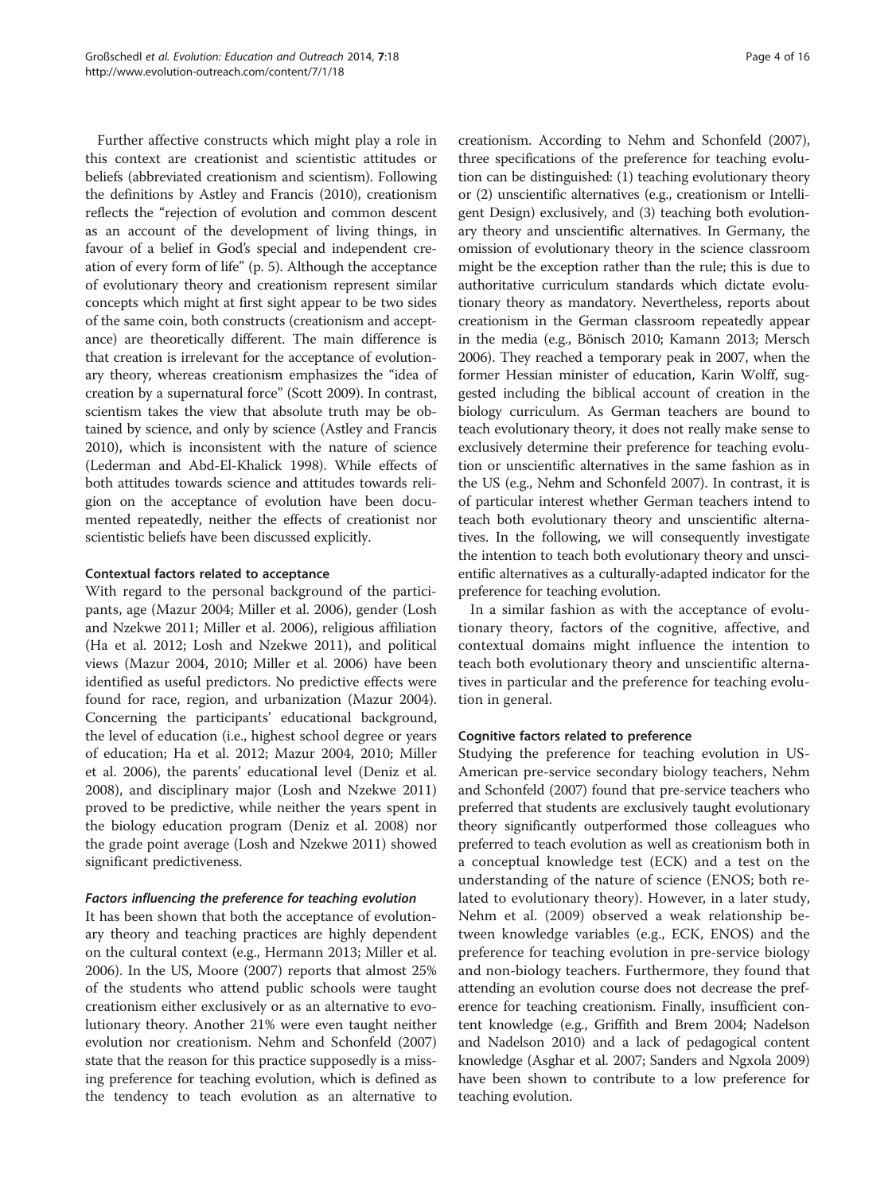Further affective constructs which might play a role in this context are creationist and scientistic attitudes or beliefs (abbreviated creationism and scientism). Following the definitions by Astley and Francis (2010), creationism reflects the "rejection of evolution and common descent as an account of the development of living things, in favour of a belief in God's special and independent creation of every form of life" (p. 5). Although the acceptance of evolutionary theory and creationism represent similar concepts which might at first sight appear to be two sides of the same coin, both constructs (creationism and acceptance) are theoretically different. The main difference is that creation is irrelevant for the acceptance of evolutionary theory, whereas creationism emphasizes the "idea of creation by a supernatural force" (Scott 2009). In contrast, scientism takes the view that absolute truth may be obtained by science, and only by science (Astley and Francis 2010), which is inconsistent with the nature of science (Lederman and Abd-El-Khalick 1998). While effects of both attitudes towards science and attitudes towards religion on the acceptance of evolution have been documented repeatedly, neither the effects of creationist nor scientistic beliefs have been discussed explicitly.

#### Contextual factors related to acceptance

With regard to the personal background of the participants, age (Mazur 2004; Miller et al. 2006), gender (Losh and Nzekwe 2011; Miller et al. 2006), religious affiliation (Ha et al. 2012; Losh and Nzekwe 2011), and political views (Mazur 2004, 2010; Miller et al. 2006) have been identified as useful predictors. No predictive effects were found for race, region, and urbanization (Mazur 2004). Concerning the participants' educational background, the level of education (i.e., highest school degree or years of education; Ha et al. 2012; Mazur 2004, 2010; Miller et al. 2006), the parents' educational level (Deniz et al. 2008), and disciplinary major (Losh and Nzekwe 2011) proved to be predictive, while neither the years spent in the biology education program (Deniz et al. 2008) nor the grade point average (Losh and Nzekwe 2011) showed significant predictiveness.

### *Factors influencing the preference for teaching evolution*

It has been shown that both the acceptance of evolutionary theory and teaching practices are highly dependent on the cultural context (e.g., Hermann 2013; Miller et al. 2006). In the US, Moore (2007) reports that almost 25% of the students who attend public schools were taught creationism either exclusively or as an alternative to evolutionary theory. Another 21% were even taught neither evolution nor creationism. Nehm and Schonfeld (2007) state that the reason for this practice supposedly is a missing preference for teaching evolution, which is defined as the tendency to teach evolution as an alternative to creationism. According to Nehm and Schonfeld (2007), three specifications of the preference for teaching evolution can be distinguished: (1) teaching evolutionary theory or (2) unscientific alternatives (e.g., creationism or Intelligent Design) exclusively, and (3) teaching both evolutionary theory and unscientific alternatives. In Germany, the omission of evolutionary theory in the science classroom might be the exception rather than the rule; this is due to authoritative curriculum standards which dictate evolutionary theory as mandatory. Nevertheless, reports about creationism in the German classroom repeatedly appear in the media (e.g., Bönisch 2010; Kamann 2013; Mersch 2006). They reached a temporary peak in 2007, when the former Hessian minister of education, Karin Wolff, suggested including the biblical account of creation in the biology curriculum. As German teachers are bound to teach evolutionary theory, it does not really make sense to exclusively determine their preference for teaching evolution or unscientific alternatives in the same fashion as in the US (e.g., Nehm and Schonfeld 2007). In contrast, it is of particular interest whether German teachers intend to teach both evolutionary theory and unscientific alternatives. In the following, we will consequently investigate the intention to teach both evolutionary theory and unscientific alternatives as a culturally-adapted indicator for the preference for teaching evolution.

In a similar fashion as with the acceptance of evolutionary theory, factors of the cognitive, affective, and contextual domains might influence the intention to teach both evolutionary theory and unscientific alternatives in particular and the preference for teaching evolution in general.

#### Cognitive factors related to preference

Studying the preference for teaching evolution in US-American pre-service secondary biology teachers, Nehm and Schonfeld (2007) found that pre-service teachers who preferred that students are exclusively taught evolutionary theory significantly outperformed those colleagues who preferred to teach evolution as well as creationism both in a conceptual knowledge test (ECK) and a test on the understanding of the nature of science (ENOS; both related to evolutionary theory). However, in a later study, Nehm et al. (2009) observed a weak relationship between knowledge variables (e.g., ECK, ENOS) and the preference for teaching evolution in pre-service biology and non-biology teachers. Furthermore, they found that attending an evolution course does not decrease the preference for teaching creationism. Finally, insufficient content knowledge (e.g., Griffith and Brem 2004; Nadelson and Nadelson 2010) and a lack of pedagogical content knowledge (Asghar et al. 2007; Sanders and Ngxola 2009) have been shown to contribute to a low preference for teaching evolution.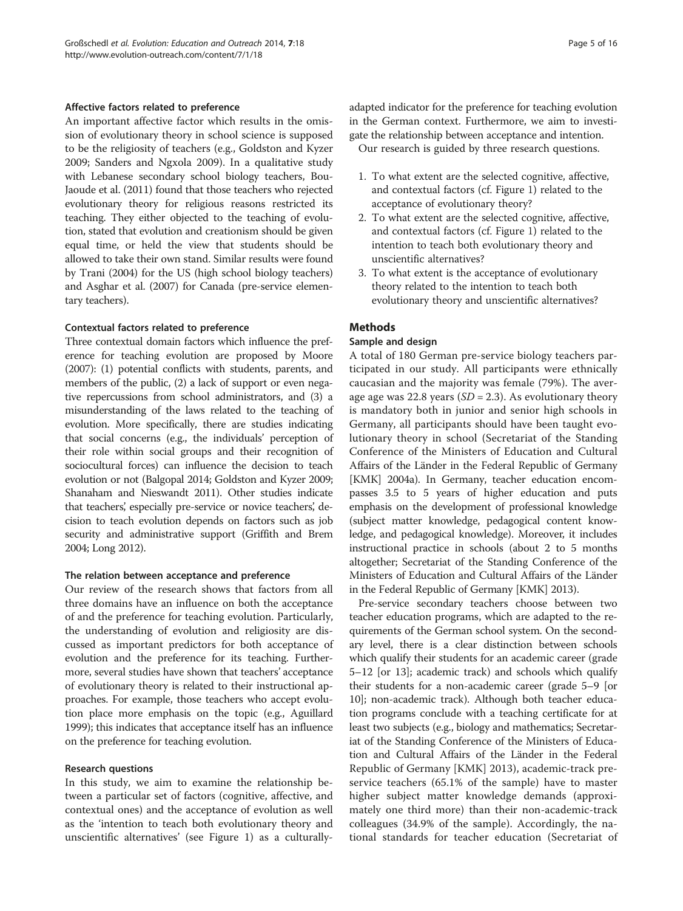### Affective factors related to preference

An important affective factor which results in the omission of evolutionary theory in school science is supposed to be the religiosity of teachers (e.g., Goldston and Kyzer 2009; Sanders and Ngxola 2009). In a qualitative study with Lebanese secondary school biology teachers, BouJaoude et al. (2011) found that those teachers who rejected evolutionary theory for religious reasons restricted its teaching. They either objected to the teaching of evolution, stated that evolution and creationism should be given equal time, or held the view that students should be allowed to take their own stand. Similar results were found by Trani (2004) for the US (high school biology teachers) and Asghar et al. (2007) for Canada (pre-service elementary teachers).

### Contextual factors related to preference

Three contextual domain factors which influence the preference for teaching evolution are proposed by Moore (2007): (1) potential conflicts with students, parents, and members of the public, (2) a lack of support or even negative repercussions from school administrators, and (3) a misunderstanding of the laws related to the teaching of evolution. More specifically, there are studies indicating that social concerns (e.g., the individuals' perception of their role within social groups and their recognition of sociocultural forces) can influence the decision to teach evolution or not (Balgopal 2014; Goldston and Kyzer 2009; Shanaham and Nieswandt 2011). Other studies indicate that teachers', especially pre-service or novice teachers', decision to teach evolution depends on factors such as job security and administrative support (Griffith and Brem 2004; Long 2012).

### The relation between acceptance and preference

Our review of the research shows that factors from all three domains have an influence on both the acceptance of and the preference for teaching evolution. Particularly, the understanding of evolution and religiosity are discussed as important predictors for both acceptance of evolution and the preference for its teaching. Furthermore, several studies have shown that teachers' acceptance of evolutionary theory is related to their instructional approaches. For example, those teachers who accept evolution place more emphasis on the topic (e.g., Aguillard 1999); this indicates that acceptance itself has an influence on the preference for teaching evolution.

### Research questions

In this study, we aim to examine the relationship between a particular set of factors (cognitive, affective, and contextual ones) and the acceptance of evolution as well as the 'intention to teach both evolutionary theory and unscientific alternatives' (see Figure 1) as a culturally-adapted indicator for the preference for teaching evolution in the German context. Furthermore, we aim to investigate the relationship between acceptance and intention.

Our research is guided by three research questions.

1. To what extent are the selected cognitive, affective, and contextual factors (cf. Figure 1) related to the acceptance of evolutionary theory?
2. To what extent are the selected cognitive, affective, and contextual factors (cf. Figure 1) related to the intention to teach both evolutionary theory and unscientific alternatives?
3. To what extent is the acceptance of evolutionary theory related to the intention to teach both evolutionary theory and unscientific alternatives?

## Methods

### Sample and design

A total of 180 German pre-service biology teachers participated in our study. All participants were ethnically caucasian and the majority was female (79%). The average age was 22.8 years ($SD = 2.3$). As evolutionary theory is mandatory both in junior and senior high schools in Germany, all participants should have been taught evolutionary theory in school (Secretariat of the Standing Conference of the Ministers of Education and Cultural Affairs of the Länder in the Federal Republic of Germany [KMK] 2004a). In Germany, teacher education encompasses 3.5 to 5 years of higher education and puts emphasis on the development of professional knowledge (subject matter knowledge, pedagogical content knowledge, and pedagogical knowledge). Moreover, it includes instructional practice in schools (about 2 to 5 months altogether; Secretariat of the Standing Conference of the Ministers of Education and Cultural Affairs of the Länder in the Federal Republic of Germany [KMK] 2013).

Pre-service secondary teachers choose between two teacher education programs, which are adapted to the requirements of the German school system. On the secondary level, there is a clear distinction between schools which qualify their students for an academic career (grade 5–12 [or 13]; academic track) and schools which qualify their students for a non-academic career (grade 5–9 [or 10]; non-academic track). Although both teacher education programs conclude with a teaching certificate for at least two subjects (e.g., biology and mathematics; Secretariat of the Standing Conference of the Ministers of Education and Cultural Affairs of the Länder in the Federal Republic of Germany [KMK] 2013), academic-track pre-service teachers (65.1% of the sample) have to master higher subject matter knowledge demands (approximately one third more) than their non-academic-track colleagues (34.9% of the sample). Accordingly, the national standards for teacher education (Secretariat of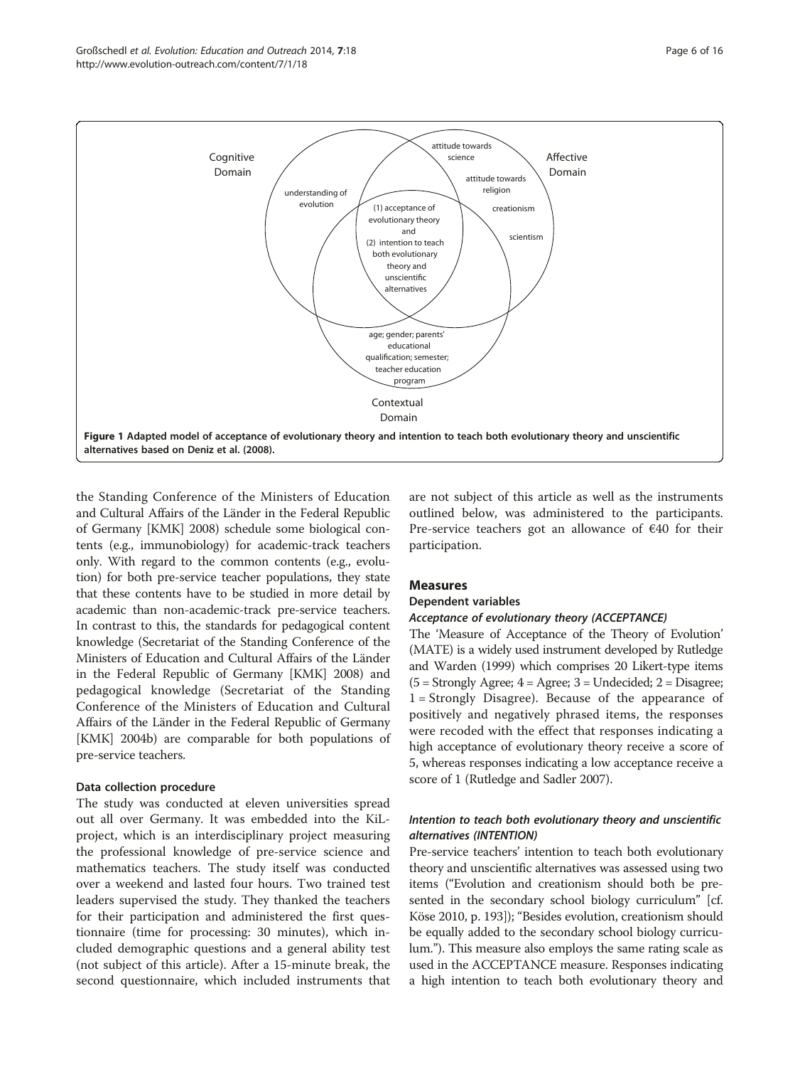Figure 1 Adapted model of acceptance of evolutionary theory and intention to teach both evolutionary theory and unscientific alternatives based on Deniz et al. (2008).

the Standing Conference of the Ministers of Education and Cultural Affairs of the Länder in the Federal Republic of Germany [KMK] 2008) schedule some biological contents (e.g., immunobiology) for academic-track teachers only. With regard to the common contents (e.g., evolution) for both pre-service teacher populations, they state that these contents have to be studied in more detail by academic than non-academic-track pre-service teachers. In contrast to this, the standards for pedagogical content knowledge (Secretariat of the Standing Conference of the Ministers of Education and Cultural Affairs of the Länder in the Federal Republic of Germany [KMK] 2008) and pedagogical knowledge (Secretariat of the Standing Conference of the Ministers of Education and Cultural Affairs of the Länder in the Federal Republic of Germany [KMK] 2004b) are comparable for both populations of pre-service teachers.

### Data collection procedure

The study was conducted at eleven universities spread out all over Germany. It was embedded into the KiL-project, which is an interdisciplinary project measuring the professional knowledge of pre-service science and mathematics teachers. The study itself was conducted over a weekend and lasted four hours. Two trained test leaders supervised the study. They thanked the teachers for their participation and administered the first questionnaire (time for processing: 30 minutes), which included demographic questions and a general ability test (not subject of this article). After a 15-minute break, the second questionnaire, which included instruments that are not subject of this article as well as the instruments outlined below, was administered to the participants. Pre-service teachers got an allowance of €40 for their participation.

## Measures

### Dependent variables

#### *Acceptance of evolutionary theory (ACCEPTANCE)*

The 'Measure of Acceptance of the Theory of Evolution' (MATE) is a widely used instrument developed by Rutledge and Warden (1999) which comprises 20 Likert-type items (5 = Strongly Agree; 4 = Agree; 3 = Undecided; 2 = Disagree; 1 = Strongly Disagree). Because of the appearance of positively and negatively phrased items, the responses were recoded with the effect that responses indicating a high acceptance of evolutionary theory receive a score of 5, whereas responses indicating a low acceptance receive a score of 1 (Rutledge and Sadler 2007).

#### *Intention to teach both evolutionary theory and unscientific alternatives (INTENTION)*

Pre-service teachers' intention to teach both evolutionary theory and unscientific alternatives was assessed using two items ("Evolution and creationism should both be presented in the secondary school biology curriculum" [cf. Köse 2010, p. 193]); "Besides evolution, creationism should be equally added to the secondary school biology curriculum."). This measure also employs the same rating scale as used in the ACCEPTANCE measure. Responses indicating a high intention to teach both evolutionary theory and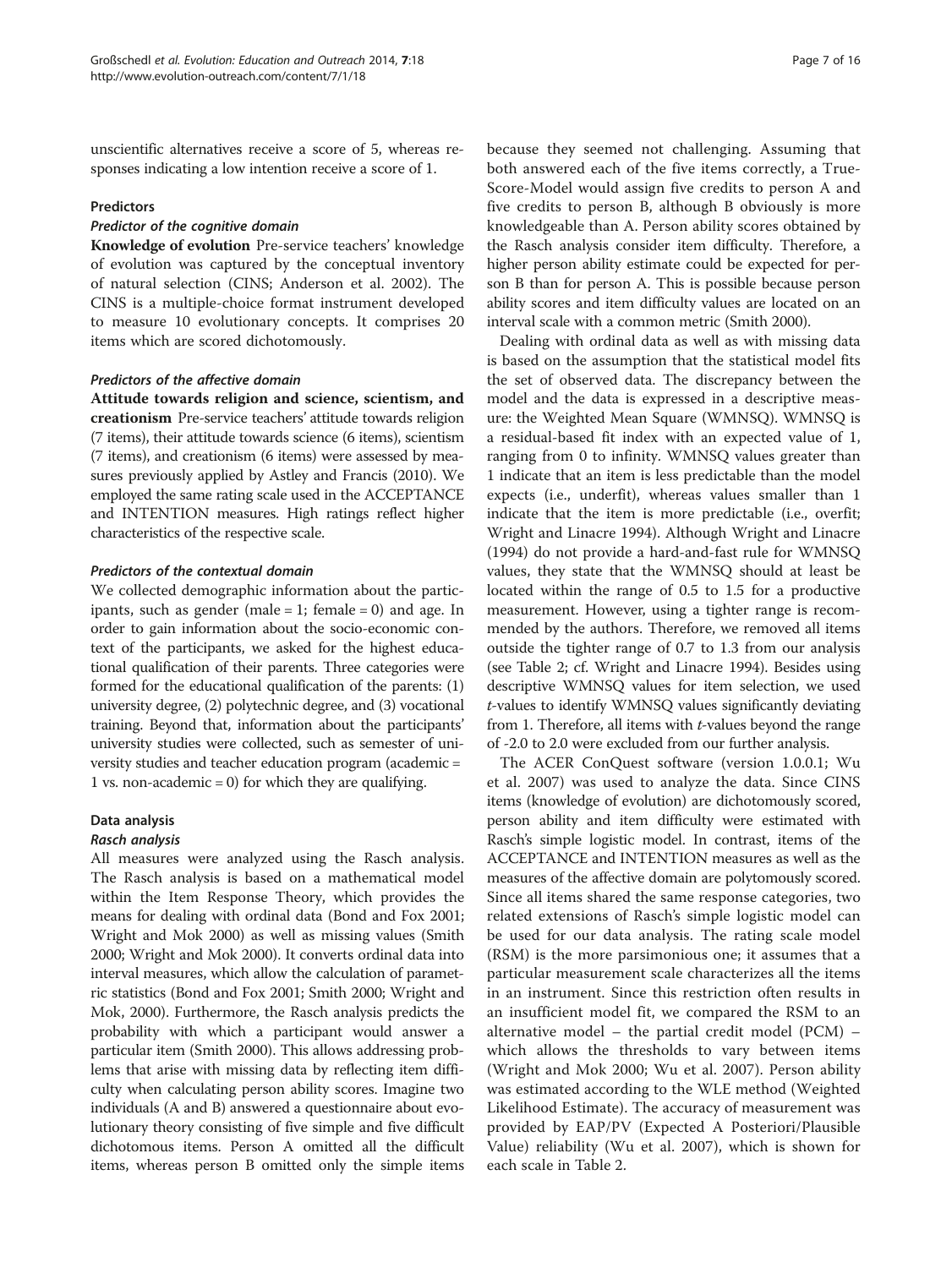unscientific alternatives receive a score of 5, whereas responses indicating a low intention receive a score of 1.

### Predictors

#### *Predictor of the cognitive domain*

**Knowledge of evolution** Pre-service teachers' knowledge of evolution was captured by the conceptual inventory of natural selection (CINS; Anderson et al. 2002). The CINS is a multiple-choice format instrument developed to measure 10 evolutionary concepts. It comprises 20 items which are scored dichotomously.

#### *Predictors of the affective domain*

**Attitude towards religion and science, scientism, and creationism** Pre-service teachers' attitude towards religion (7 items), their attitude towards science (6 items), scientism (7 items), and creationism (6 items) were assessed by measures previously applied by Astley and Francis (2010). We employed the same rating scale used in the ACCEPTANCE and INTENTION measures. High ratings reflect higher characteristics of the respective scale.

#### *Predictors of the contextual domain*

We collected demographic information about the participants, such as gender (male = 1; female = 0) and age. In order to gain information about the socio-economic context of the participants, we asked for the highest educational qualification of their parents. Three categories were formed for the educational qualification of the parents: (1) university degree, (2) polytechnic degree, and (3) vocational training. Beyond that, information about the participants' university studies were collected, such as semester of university studies and teacher education program (academic = 1 vs. non-academic = 0) for which they are qualifying.

### Data analysis

#### *Rasch analysis*

All measures were analyzed using the Rasch analysis. The Rasch analysis is based on a mathematical model within the Item Response Theory, which provides the means for dealing with ordinal data (Bond and Fox 2001; Wright and Mok 2000) as well as missing values (Smith 2000; Wright and Mok 2000). It converts ordinal data into interval measures, which allow the calculation of parametric statistics (Bond and Fox 2001; Smith 2000; Wright and Mok, 2000). Furthermore, the Rasch analysis predicts the probability with which a participant would answer a particular item (Smith 2000). This allows addressing problems that arise with missing data by reflecting item difficulty when calculating person ability scores. Imagine two individuals (A and B) answered a questionnaire about evolutionary theory consisting of five simple and five difficult dichotomous items. Person A omitted all the difficult items, whereas person B omitted only the simple items because they seemed not challenging. Assuming that both answered each of the five items correctly, a True-Score-Model would assign five credits to person A and five credits to person B, although B obviously is more knowledgeable than A. Person ability scores obtained by the Rasch analysis consider item difficulty. Therefore, a higher person ability estimate could be expected for person B than for person A. This is possible because person ability scores and item difficulty values are located on an interval scale with a common metric (Smith 2000).

Dealing with ordinal data as well as with missing data is based on the assumption that the statistical model fits the set of observed data. The discrepancy between the model and the data is expressed in a descriptive measure: the Weighted Mean Square (WMNSQ). WMNSQ is a residual-based fit index with an expected value of 1, ranging from 0 to infinity. WMNSQ values greater than 1 indicate that an item is less predictable than the model expects (i.e., underfit), whereas values smaller than 1 indicate that the item is more predictable (i.e., overfit; Wright and Linacre 1994). Although Wright and Linacre (1994) do not provide a hard-and-fast rule for WMNSQ values, they state that the WMNSQ should at least be located within the range of 0.5 to 1.5 for a productive measurement. However, using a tighter range is recommended by the authors. Therefore, we removed all items outside the tighter range of 0.7 to 1.3 from our analysis (see Table 2; cf. Wright and Linacre 1994). Besides using descriptive WMNSQ values for item selection, we used *t*-values to identify WMNSQ values significantly deviating from 1. Therefore, all items with *t*-values beyond the range of -2.0 to 2.0 were excluded from our further analysis.

The ACER ConQuest software (version 1.0.0.1; Wu et al. 2007) was used to analyze the data. Since CINS items (knowledge of evolution) are dichotomously scored, person ability and item difficulty were estimated with Rasch's simple logistic model. In contrast, items of the ACCEPTANCE and INTENTION measures as well as the measures of the affective domain are polytomously scored. Since all items shared the same response categories, two related extensions of Rasch's simple logistic model can be used for our data analysis. The rating scale model (RSM) is the more parsimonious one; it assumes that a particular measurement scale characterizes all the items in an instrument. Since this restriction often results in an insufficient model fit, we compared the RSM to an alternative model – the partial credit model (PCM) – which allows the thresholds to vary between items (Wright and Mok 2000; Wu et al. 2007). Person ability was estimated according to the WLE method (Weighted Likelihood Estimate). The accuracy of measurement was provided by EAP/PV (Expected A Posteriori/Plausible Value) reliability (Wu et al. 2007), which is shown for each scale in Table 2.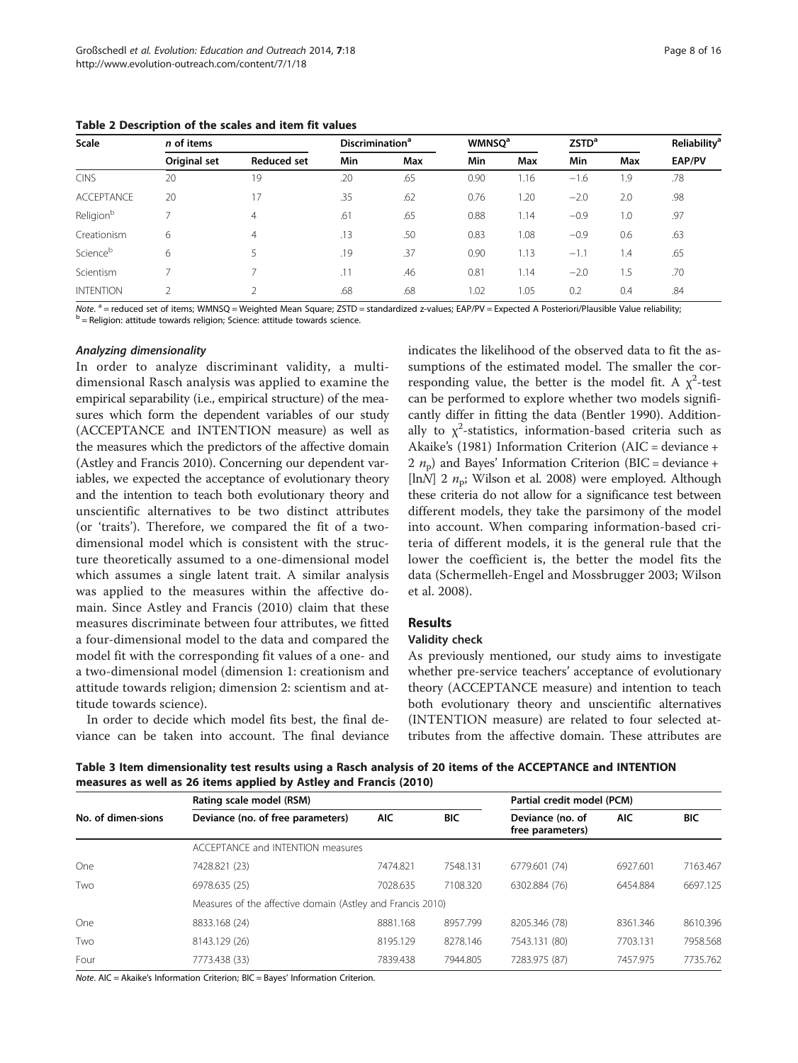**Table 2 Description of the scales and item fit values**

| Scale | *n* of items | | Discrimination[a] | | WMNSQ[a] | | ZSTD[a] | | Reliability[a] |
|---|---|---|---|---|---|---|---|---|---|
| | Original set | Reduced set | Min | Max | Min | Max | Min | Max | EAP/PV |
| CINS | 20 | 19 | .20 | .65 | 0.90 | 1.16 | −1.6 | 1.9 | .78 |
| ACCEPTANCE | 20 | 17 | .35 | .62 | 0.76 | 1.20 | −2.0 | 2.0 | .98 |
| Religion[b] | 7 | 4 | .61 | .65 | 0.88 | 1.14 | −0.9 | 1.0 | .97 |
| Creationism | 6 | 4 | .13 | .50 | 0.83 | 1.08 | −0.9 | 0.6 | .63 |
| Science[b] | 6 | 5 | .19 | .37 | 0.90 | 1.13 | −1.1 | 1.4 | .65 |
| Scientism | 7 | 7 | .11 | .46 | 0.81 | 1.14 | −2.0 | 1.5 | .70 |
| INTENTION | 2 | 2 | .68 | .68 | 1.02 | 1.05 | 0.2 | 0.4 | .84 |

*Note.* [a] = reduced set of items; WMNSQ = Weighted Mean Square; ZSTD = standardized z-values; EAP/PV = Expected A Posteriori/Plausible Value reliability;
[b] = Religion: attitude towards religion; Science: attitude towards science.

#### Analyzing dimensionality

In order to analyze discriminant validity, a multidimensional Rasch analysis was applied to examine the empirical separability (i.e., empirical structure) of the measures which form the dependent variables of our study (ACCEPTANCE and INTENTION measure) as well as the measures which the predictors of the affective domain (Astley and Francis 2010). Concerning our dependent variables, we expected the acceptance of evolutionary theory and the intention to teach both evolutionary theory and unscientific alternatives to be two distinct attributes (or 'traits'). Therefore, we compared the fit of a two-dimensional model which is consistent with the structure theoretically assumed to a one-dimensional model which assumes a single latent trait. A similar analysis was applied to the measures within the affective domain. Since Astley and Francis (2010) claim that these measures discriminate between four attributes, we fitted a four-dimensional model to the data and compared the model fit with the corresponding fit values of a one- and a two-dimensional model (dimension 1: creationism and attitude towards religion; dimension 2: scientism and attitude towards science).

In order to decide which model fits best, the final deviance can be taken into account. The final deviance indicates the likelihood of the observed data to fit the assumptions of the estimated model. The smaller the corresponding value, the better is the model fit. A $\chi^2$-test can be performed to explore whether two models significantly differ in fitting the data (Bentler 1990). Additionally to $\chi^2$-statistics, information-based criteria such as Akaike's (1981) Information Criterion (AIC = deviance + 2 $n_p$) and Bayes' Information Criterion (BIC = deviance + [ln$N$] 2 $n_p$; Wilson et al. 2008) were employed. Although these criteria do not allow for a significance test between different models, they take the parsimony of the model into account. When comparing information-based criteria of different models, it is the general rule that the lower the coefficient is, the better the model fits the data (Schermelleh-Engel and Mossbrugger 2003; Wilson et al. 2008).

## Results

### Validity check

As previously mentioned, our study aims to investigate whether pre-service teachers' acceptance of evolutionary theory (ACCEPTANCE measure) and intention to teach both evolutionary theory and unscientific alternatives (INTENTION measure) are related to four selected attributes from the affective domain. These attributes are

**Table 3 Item dimensionality test results using a Rasch analysis of 20 items of the ACCEPTANCE and INTENTION measures as well as 26 items applied by Astley and Francis (2010)**

| No. of dimen-sions | Rating scale model (RSM) | | | Partial credit model (PCM) | | |
|---|---|---|---|---|---|---|
| | Deviance (no. of free parameters) | AIC | BIC | Deviance (no. of free parameters) | AIC | BIC |
| | ACCEPTANCE and INTENTION measures | | | | | |
| One | 7428.821 (23) | 7474.821 | 7548.131 | 6779.601 (74) | 6927.601 | 7163.467 |
| Two | 6978.635 (25) | 7028.635 | 7108.320 | 6302.884 (76) | 6454.884 | 6697.125 |
| | Measures of the affective domain (Astley and Francis 2010) | | | | | |
| One | 8833.168 (24) | 8881.168 | 8957.799 | 8205.346 (78) | 8361.346 | 8610.396 |
| Two | 8143.129 (26) | 8195.129 | 8278.146 | 7543.131 (80) | 7703.131 | 7958.568 |
| Four | 7773.438 (33) | 7839.438 | 7944.805 | 7283.975 (87) | 7457.975 | 7735.762 |

*Note.* AIC = Akaike's Information Criterion; BIC = Bayes' Information Criterion.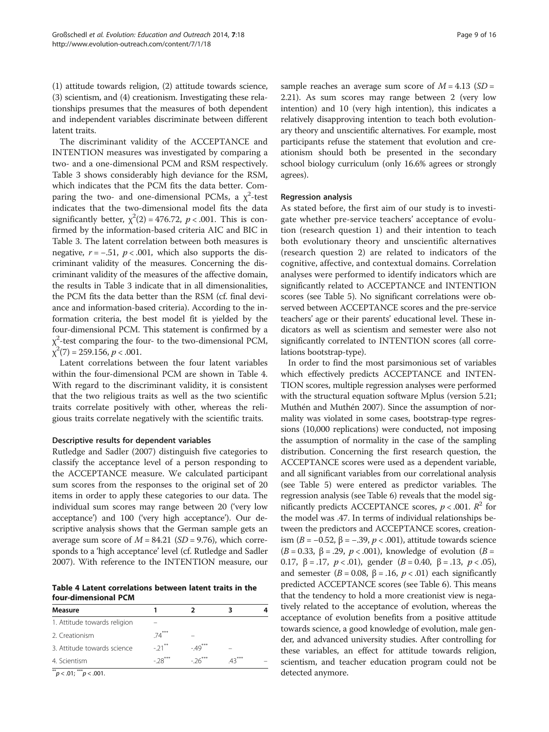(1) attitude towards religion, (2) attitude towards science, (3) scientism, and (4) creationism. Investigating these relationships presumes that the measures of both dependent and independent variables discriminate between different latent traits.

The discriminant validity of the ACCEPTANCE and INTENTION measures was investigated by comparing a two- and a one-dimensional PCM and RSM respectively. Table 3 shows considerably high deviance for the RSM, which indicates that the PCM fits the data better. Comparing the two- and one-dimensional PCMs, a $\chi^2$-test indicates that the two-dimensional model fits the data significantly better, $\chi^2(2) = 476.72$, $p < .001$. This is confirmed by the information-based criteria AIC and BIC in Table 3. The latent correlation between both measures is negative, $r = -.51$, $p < .001$, which also supports the discriminant validity of the measures. Concerning the discriminant validity of the measures of the affective domain, the results in Table 3 indicate that in all dimensionalities, the PCM fits the data better than the RSM (cf. final deviance and information-based criteria). According to the information criteria, the best model fit is yielded by the four-dimensional PCM. This statement is confirmed by a $\chi^2$-test comparing the four- to the two-dimensional PCM, $\chi^2(7) = 259.156$, $p < .001$.

Latent correlations between the four latent variables within the four-dimensional PCM are shown in Table 4. With regard to the discriminant validity, it is consistent that the two religious traits as well as the two scientific traits correlate positively with other, whereas the religious traits correlate negatively with the scientific traits.

### Descriptive results for dependent variables

Rutledge and Sadler (2007) distinguish five categories to classify the acceptance level of a person responding to the ACCEPTANCE measure. We calculated participant sum scores from the responses to the original set of 20 items in order to apply these categories to our data. The individual sum scores may range between 20 ('very low acceptance') and 100 ('very high acceptance'). Our descriptive analysis shows that the German sample gets an average sum score of $M = 84.21$ ($SD = 9.76$), which corresponds to a 'high acceptance' level (cf. Rutledge and Sadler 2007). With reference to the INTENTION measure, our sample reaches an average sum score of $M = 4.13$ ($SD = 2.21$). As sum scores may range between 2 (very low intention) and 10 (very high intention), this indicates a relatively disapproving intention to teach both evolutionary theory and unscientific alternatives. For example, most participants refuse the statement that evolution and creationism should both be presented in the secondary school biology curriculum (only 16.6% agrees or strongly agrees).

**Table 4 Latent correlations between latent traits in the four-dimensional PCM**

| Measure | 1 | 2 | 3 | 4 |
|---|---|---|---|---|
| 1. Attitude towards religion | – | | | |
| 2. Creationism | .74*** | – | | |
| 3. Attitude towards science | -.21** | -.49*** | – | |
| 4. Scientism | -.28*** | -.26*** | .43*** | – |

**$p < .01$; ***$p < .001$.

### Regression analysis

As stated before, the first aim of our study is to investigate whether pre-service teachers' acceptance of evolution (research question 1) and their intention to teach both evolutionary theory and unscientific alternatives (research question 2) are related to indicators of the cognitive, affective, and contextual domains. Correlation analyses were performed to identify indicators which are significantly related to ACCEPTANCE and INTENTION scores (see Table 5). No significant correlations were observed between ACCEPTANCE scores and the pre-service teachers' age or their parents' educational level. These indicators as well as scientism and semester were also not significantly correlated to INTENTION scores (all correlations bootstrap-type).

In order to find the most parsimonious set of variables which effectively predicts ACCEPTANCE and INTENTION scores, multiple regression analyses were performed with the structural equation software Mplus (version 5.21; Muthén and Muthén 2007). Since the assumption of normality was violated in some cases, bootstrap-type regressions (10,000 replications) were conducted, not imposing the assumption of normality in the case of the sampling distribution. Concerning the first research question, the ACCEPTANCE scores were used as a dependent variable, and all significant variables from our correlational analysis (see Table 5) were entered as predictor variables. The regression analysis (see Table 6) reveals that the model significantly predicts ACCEPTANCE scores, $p < .001$. $R^2$ for the model was .47. In terms of individual relationships between the predictors and ACCEPTANCE scores, creationism ($B = -0.52$, $\beta = -.39$, $p < .001$), attitude towards science ($B = 0.33$, $\beta = .29$, $p < .001$), knowledge of evolution ($B = 0.17$, $\beta = .17$, $p < .01$), gender ($B = 0.40$, $\beta = .13$, $p < .05$), and semester ($B = 0.08$, $\beta = .16$, $p < .01$) each significantly predicted ACCEPTANCE scores (see Table 6). This means that the tendency to hold a more creationist view is negatively related to the acceptance of evolution, whereas the acceptance of evolution benefits from a positive attitude towards science, a good knowledge of evolution, male gender, and advanced university studies. After controlling for these variables, an effect for attitude towards religion, scientism, and teacher education program could not be detected anymore.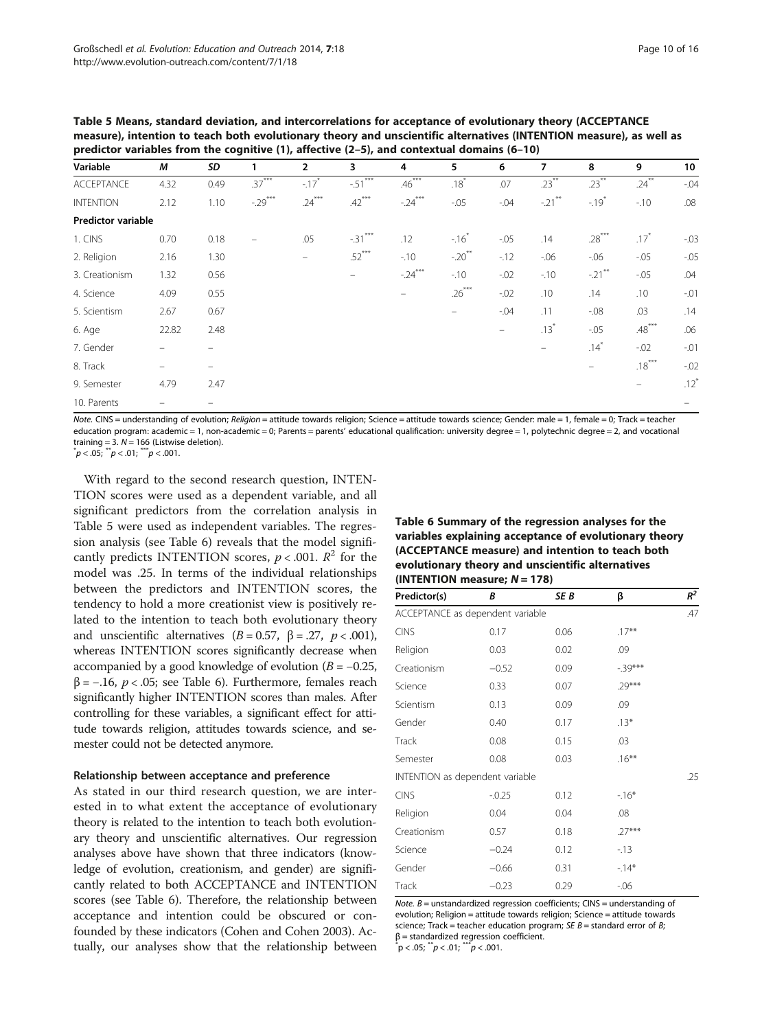**Table 5 Means, standard deviation, and intercorrelations for acceptance of evolutionary theory (ACCEPTANCE measure), intention to teach both evolutionary theory and unscientific alternatives (INTENTION measure), as well as predictor variables from the cognitive (1), affective (2–5), and contextual domains (6–10)**

| Variable | *M* | *SD* | 1 | 2 | 3 | 4 | 5 | 6 | 7 | 8 | 9 | 10 |
|---|---|---|---|---|---|---|---|---|---|---|---|---|
| ACCEPTANCE | 4.32 | 0.49 | .37*** | -.17* | -.51*** | .46*** | .18* | .07 | .23** | .23** | .24** | -.04 |
| INTENTION | 2.12 | 1.10 | -.29*** | .24*** | .42*** | -.24*** | -.05 | -.04 | -.21** | -.19* | -.10 | .08 |
| **Predictor variable** | | | | | | | | | | | | |
| 1. CINS | 0.70 | 0.18 | – | .05 | -.31*** | .12 | -.16* | -.05 | .14 | .28*** | .17* | -.03 |
| 2. Religion | 2.16 | 1.30 | | – | .52*** | -.10 | -.20** | -.12 | -.06 | -.06 | -.05 | -.05 |
| 3. Creationism | 1.32 | 0.56 | | | – | -.24*** | -.10 | -.02 | -.10 | -.21** | -.05 | .04 |
| 4. Science | 4.09 | 0.55 | | | | – | .26*** | -.02 | .10 | .14 | .10 | -.01 |
| 5. Scientism | 2.67 | 0.67 | | | | | – | -.04 | .11 | -.08 | .03 | .14 |
| 6. Age | 22.82 | 2.48 | | | | | | – | .13* | -.05 | .48*** | .06 |
| 7. Gender | – | – | | | | | | | – | .14* | -.02 | -.01 |
| 8. Track | – | – | | | | | | | | – | .18*** | -.02 |
| 9. Semester | 4.79 | 2.47 | | | | | | | | | – | .12* |
| 10. Parents | – | – | | | | | | | | | | – |

*Note.* CINS = understanding of evolution; *Religion* = attitude towards religion; Science = attitude towards science; Gender: male = 1, female = 0; Track = teacher education program: academic = 1, non-academic = 0; Parents = parents' educational qualification: university degree = 1, polytechnic degree = 2, and vocational training = 3. *N* = 166 (Listwise deletion).
*$p < .05$; **$p < .01$; ***$p < .001$.

With regard to the second research question, INTENTION scores were used as a dependent variable, and all significant predictors from the correlation analysis in Table 5 were used as independent variables. The regression analysis (see Table 6) reveals that the model significantly predicts INTENTION scores, $p < .001$. $R^2$ for the model was .25. In terms of the individual relationships between the predictors and INTENTION scores, the tendency to hold a more creationist view is positively related to the intention to teach both evolutionary theory and unscientific alternatives ($B = 0.57$, $\beta = .27$, $p < .001$), whereas INTENTION scores significantly decrease when accompanied by a good knowledge of evolution ($B = -0.25$, $\beta = -.16$, $p < .05$; see Table 6). Furthermore, females reach significantly higher INTENTION scores than males. After controlling for these variables, a significant effect for attitude towards religion, attitudes towards science, and semester could not be detected anymore.

**Table 6 Summary of the regression analyses for the variables explaining acceptance of evolutionary theory (ACCEPTANCE measure) and intention to teach both evolutionary theory and unscientific alternatives (INTENTION measure; *N* = 178)**

| Predictor(s) | *B* | *SE B* | β | $R^2$ |
|---|---|---|---|---|
| ACCEPTANCE as dependent variable | | | | .47 |
| CINS | 0.17 | 0.06 | .17** | |
| Religion | 0.03 | 0.02 | .09 | |
| Creationism | −0.52 | 0.09 | -.39*** | |
| Science | 0.33 | 0.07 | .29*** | |
| Scientism | 0.13 | 0.09 | .09 | |
| Gender | 0.40 | 0.17 | .13* | |
| Track | 0.08 | 0.15 | .03 | |
| Semester | 0.08 | 0.03 | .16** | |
| INTENTION as dependent variable | | | | .25 |
| CINS | -0.25 | 0.12 | -.16* | |
| Religion | 0.04 | 0.04 | .08 | |
| Creationism | 0.57 | 0.18 | .27*** | |
| Science | −0.24 | 0.12 | -.13 | |
| Gender | −0.66 | 0.31 | -.14* | |
| Track | −0.23 | 0.29 | -.06 | |

*Note.* *B* = unstandardized regression coefficients; CINS = understanding of evolution; Religion = attitude towards religion; Science = attitude towards science; Track = teacher education program; *SE B* = standard error of *B*; β = standardized regression coefficient.
*$p < .05$; **$p < .01$; ***$p < .001$.

#### Relationship between acceptance and preference

As stated in our third research question, we are interested in to what extent the acceptance of evolutionary theory is related to the intention to teach both evolutionary theory and unscientific alternatives. Our regression analyses above have shown that three indicators (knowledge of evolution, creationism, and gender) are significantly related to both ACCEPTANCE and INTENTION scores (see Table 6). Therefore, the relationship between acceptance and intention could be obscured or confounded by these indicators (Cohen and Cohen 2003). Actually, our analyses show that the relationship between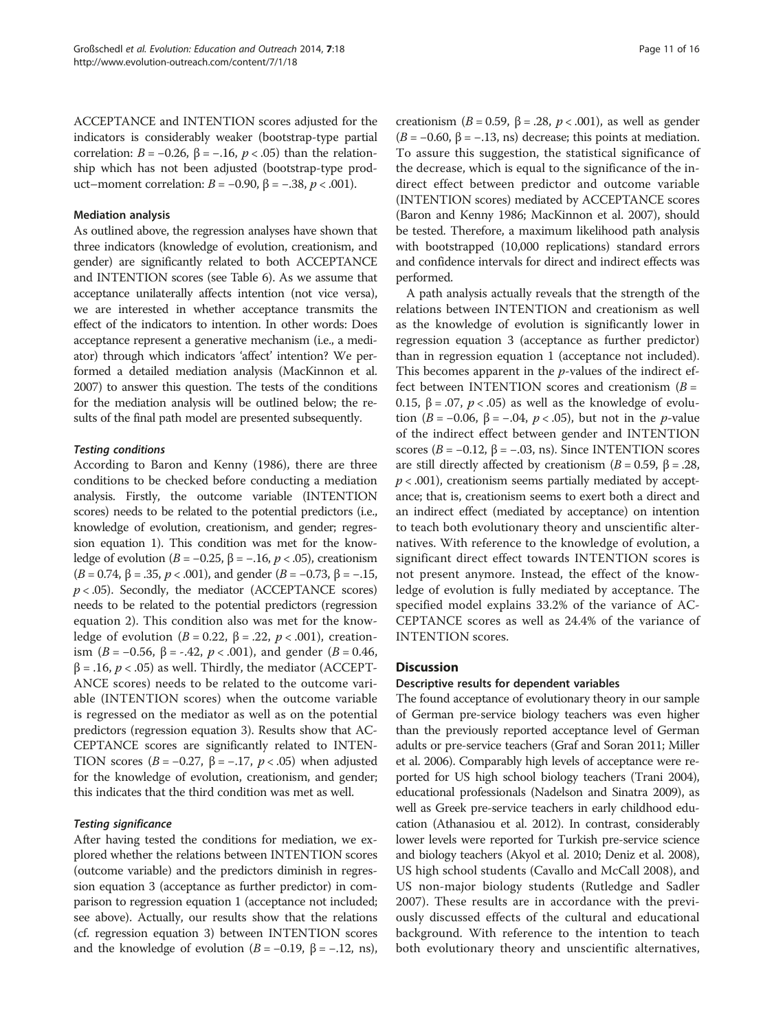ACCEPTANCE and INTENTION scores adjusted for the indicators is considerably weaker (bootstrap-type partial correlation: $B = -0.26$, $\beta = -.16$, $p < .05$) than the relationship which has not been adjusted (bootstrap-type product–moment correlation: $B = -0.90$, $\beta = -.38$, $p < .001$).

### Mediation analysis

As outlined above, the regression analyses have shown that three indicators (knowledge of evolution, creationism, and gender) are significantly related to both ACCEPTANCE and INTENTION scores (see Table 6). As we assume that acceptance unilaterally affects intention (not vice versa), we are interested in whether acceptance transmits the effect of the indicators to intention. In other words: Does acceptance represent a generative mechanism (i.e., a mediator) through which indicators 'affect' intention? We performed a detailed mediation analysis (MacKinnon et al. 2007) to answer this question. The tests of the conditions for the mediation analysis will be outlined below; the results of the final path model are presented subsequently.

#### *Testing conditions*

According to Baron and Kenny (1986), there are three conditions to be checked before conducting a mediation analysis. Firstly, the outcome variable (INTENTION scores) needs to be related to the potential predictors (i.e., knowledge of evolution, creationism, and gender; regression equation 1). This condition was met for the knowledge of evolution ($B = -0.25$, $\beta = -.16$, $p < .05$), creationism ($B = 0.74$, $\beta = .35$, $p < .001$), and gender ($B = -0.73$, $\beta = -.15$, $p < .05$). Secondly, the mediator (ACCEPTANCE scores) needs to be related to the potential predictors (regression equation 2). This condition also was met for the knowledge of evolution ($B = 0.22$, $\beta = .22$, $p < .001$), creationism ($B = -0.56$, $\beta = -.42$, $p < .001$), and gender ($B = 0.46$, $\beta = .16$, $p < .05$) as well. Thirdly, the mediator (ACCEPTANCE scores) needs to be related to the outcome variable (INTENTION scores) when the outcome variable is regressed on the mediator as well as on the potential predictors (regression equation 3). Results show that ACCEPTANCE scores are significantly related to INTENTION scores ($B = -0.27$, $\beta = -.17$, $p < .05$) when adjusted for the knowledge of evolution, creationism, and gender; this indicates that the third condition was met as well.

#### *Testing significance*

After having tested the conditions for mediation, we explored whether the relations between INTENTION scores (outcome variable) and the predictors diminish in regression equation 3 (acceptance as further predictor) in comparison to regression equation 1 (acceptance not included; see above). Actually, our results show that the relations (cf. regression equation 3) between INTENTION scores and the knowledge of evolution ($B = -0.19$, $\beta = -.12$, ns), creationism ($B = 0.59$, $\beta = .28$, $p < .001$), as well as gender ($B = -0.60$, $\beta = -.13$, ns) decrease; this points at mediation. To assure this suggestion, the statistical significance of the decrease, which is equal to the significance of the indirect effect between predictor and outcome variable (INTENTION scores) mediated by ACCEPTANCE scores (Baron and Kenny 1986; MacKinnon et al. 2007), should be tested. Therefore, a maximum likelihood path analysis with bootstrapped (10,000 replications) standard errors and confidence intervals for direct and indirect effects was performed.

A path analysis actually reveals that the strength of the relations between INTENTION and creationism as well as the knowledge of evolution is significantly lower in regression equation 3 (acceptance as further predictor) than in regression equation 1 (acceptance not included). This becomes apparent in the *p*-values of the indirect effect between INTENTION scores and creationism ($B = 0.15$, $\beta = .07$, $p < .05$) as well as the knowledge of evolution ($B = -0.06$, $\beta = -.04$, $p < .05$), but not in the *p*-value of the indirect effect between gender and INTENTION scores ($B = -0.12$, $\beta = -.03$, ns). Since INTENTION scores are still directly affected by creationism ($B = 0.59$, $\beta = .28$, $p < .001$), creationism seems partially mediated by acceptance; that is, creationism seems to exert both a direct and an indirect effect (mediated by acceptance) on intention to teach both evolutionary theory and unscientific alternatives. With reference to the knowledge of evolution, a significant direct effect towards INTENTION scores is not present anymore. Instead, the effect of the knowledge of evolution is fully mediated by acceptance. The specified model explains 33.2% of the variance of ACCEPTANCE scores as well as 24.4% of the variance of INTENTION scores.

## Discussion

### Descriptive results for dependent variables

The found acceptance of evolutionary theory in our sample of German pre-service biology teachers was even higher than the previously reported acceptance level of German adults or pre-service teachers (Graf and Soran 2011; Miller et al. 2006). Comparably high levels of acceptance were reported for US high school biology teachers (Trani 2004), educational professionals (Nadelson and Sinatra 2009), as well as Greek pre-service teachers in early childhood education (Athanasiou et al. 2012). In contrast, considerably lower levels were reported for Turkish pre-service science and biology teachers (Akyol et al. 2010; Deniz et al. 2008), US high school students (Cavallo and McCall 2008), and US non-major biology students (Rutledge and Sadler 2007). These results are in accordance with the previously discussed effects of the cultural and educational background. With reference to the intention to teach both evolutionary theory and unscientific alternatives,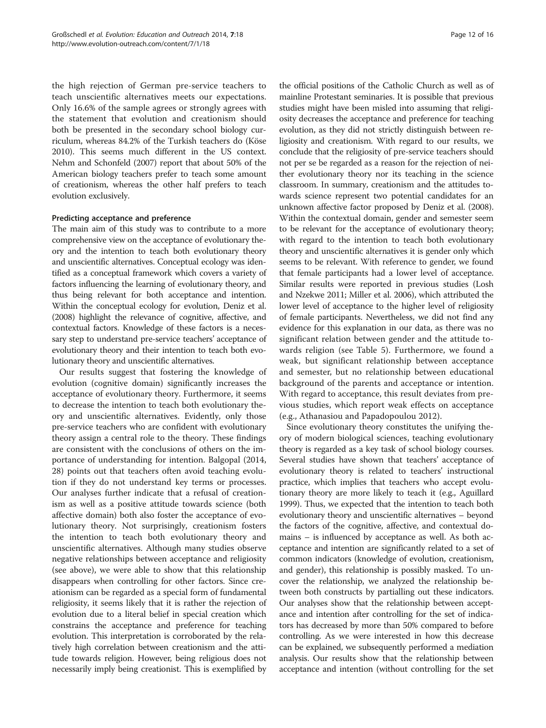the high rejection of German pre-service teachers to teach unscientific alternatives meets our expectations. Only 16.6% of the sample agrees or strongly agrees with the statement that evolution and creationism should both be presented in the secondary school biology curriculum, whereas 84.2% of the Turkish teachers do (Köse 2010). This seems much different in the US context. Nehm and Schonfeld (2007) report that about 50% of the American biology teachers prefer to teach some amount of creationism, whereas the other half prefers to teach evolution exclusively.

#### Predicting acceptance and preference

The main aim of this study was to contribute to a more comprehensive view on the acceptance of evolutionary theory and the intention to teach both evolutionary theory and unscientific alternatives. Conceptual ecology was identified as a conceptual framework which covers a variety of factors influencing the learning of evolutionary theory, and thus being relevant for both acceptance and intention. Within the conceptual ecology for evolution, Deniz et al. (2008) highlight the relevance of cognitive, affective, and contextual factors. Knowledge of these factors is a necessary step to understand pre-service teachers' acceptance of evolutionary theory and their intention to teach both evolutionary theory and unscientific alternatives.

Our results suggest that fostering the knowledge of evolution (cognitive domain) significantly increases the acceptance of evolutionary theory. Furthermore, it seems to decrease the intention to teach both evolutionary theory and unscientific alternatives. Evidently, only those pre-service teachers who are confident with evolutionary theory assign a central role to the theory. These findings are consistent with the conclusions of others on the importance of understanding for intention. Balgopal (2014, 28) points out that teachers often avoid teaching evolution if they do not understand key terms or processes. Our analyses further indicate that a refusal of creationism as well as a positive attitude towards science (both affective domain) both also foster the acceptance of evolutionary theory. Not surprisingly, creationism fosters the intention to teach both evolutionary theory and unscientific alternatives. Although many studies observe negative relationships between acceptance and religiosity (see above), we were able to show that this relationship disappears when controlling for other factors. Since creationism can be regarded as a special form of fundamental religiosity, it seems likely that it is rather the rejection of evolution due to a literal belief in special creation which constrains the acceptance and preference for teaching evolution. This interpretation is corroborated by the relatively high correlation between creationism and the attitude towards religion. However, being religious does not necessarily imply being creationist. This is exemplified by the official positions of the Catholic Church as well as of mainline Protestant seminaries. It is possible that previous studies might have been misled into assuming that religiosity decreases the acceptance and preference for teaching evolution, as they did not strictly distinguish between religiosity and creationism. With regard to our results, we conclude that the religiosity of pre-service teachers should not per se be regarded as a reason for the rejection of neither evolutionary theory nor its teaching in the science classroom. In summary, creationism and the attitudes towards science represent two potential candidates for an unknown affective factor proposed by Deniz et al. (2008). Within the contextual domain, gender and semester seem to be relevant for the acceptance of evolutionary theory; with regard to the intention to teach both evolutionary theory and unscientific alternatives it is gender only which seems to be relevant. With reference to gender, we found that female participants had a lower level of acceptance. Similar results were reported in previous studies (Losh and Nzekwe 2011; Miller et al. 2006), which attributed the lower level of acceptance to the higher level of religiosity of female participants. Nevertheless, we did not find any evidence for this explanation in our data, as there was no significant relation between gender and the attitude towards religion (see Table 5). Furthermore, we found a weak, but significant relationship between acceptance and semester, but no relationship between educational background of the parents and acceptance or intention. With regard to acceptance, this result deviates from previous studies, which report weak effects on acceptance (e.g., Athanasiou and Papadopoulou 2012).

Since evolutionary theory constitutes the unifying theory of modern biological sciences, teaching evolutionary theory is regarded as a key task of school biology courses. Several studies have shown that teachers' acceptance of evolutionary theory is related to teachers' instructional practice, which implies that teachers who accept evolutionary theory are more likely to teach it (e.g., Aguillard 1999). Thus, we expected that the intention to teach both evolutionary theory and unscientific alternatives – beyond the factors of the cognitive, affective, and contextual domains – is influenced by acceptance as well. As both acceptance and intention are significantly related to a set of common indicators (knowledge of evolution, creationism, and gender), this relationship is possibly masked. To uncover the relationship, we analyzed the relationship between both constructs by partialling out these indicators. Our analyses show that the relationship between acceptance and intention after controlling for the set of indicators has decreased by more than 50% compared to before controlling. As we were interested in how this decrease can be explained, we subsequently performed a mediation analysis. Our results show that the relationship between acceptance and intention (without controlling for the set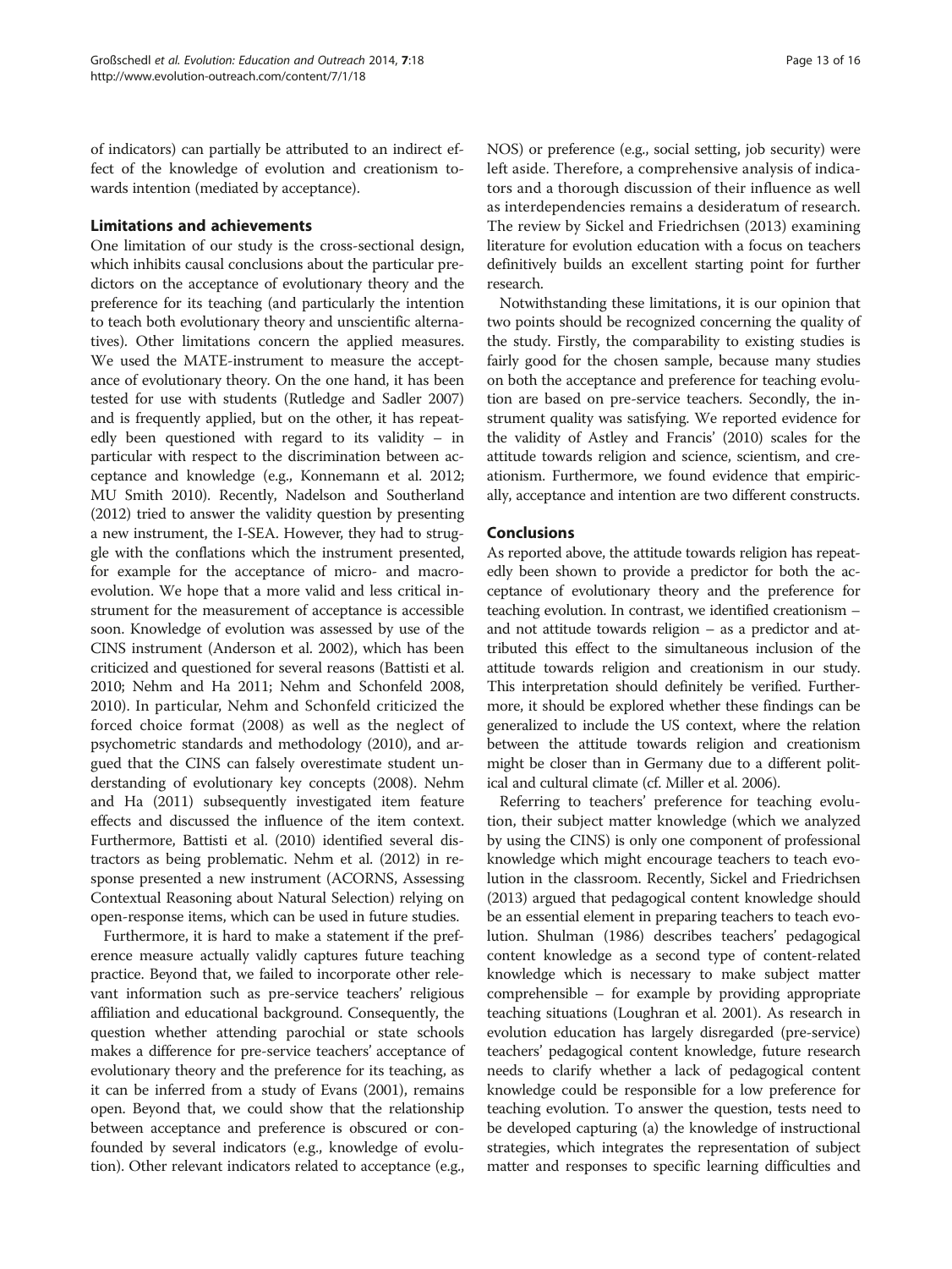of indicators) can partially be attributed to an indirect effect of the knowledge of evolution and creationism towards intention (mediated by acceptance).

## Limitations and achievements

One limitation of our study is the cross-sectional design, which inhibits causal conclusions about the particular predictors on the acceptance of evolutionary theory and the preference for its teaching (and particularly the intention to teach both evolutionary theory and unscientific alternatives). Other limitations concern the applied measures. We used the MATE-instrument to measure the acceptance of evolutionary theory. On the one hand, it has been tested for use with students (Rutledge and Sadler 2007) and is frequently applied, but on the other, it has repeatedly been questioned with regard to its validity – in particular with respect to the discrimination between acceptance and knowledge (e.g., Konnemann et al. 2012; MU Smith 2010). Recently, Nadelson and Southerland (2012) tried to answer the validity question by presenting a new instrument, the I-SEA. However, they had to struggle with the conflations which the instrument presented, for example for the acceptance of micro- and macroevolution. We hope that a more valid and less critical instrument for the measurement of acceptance is accessible soon. Knowledge of evolution was assessed by use of the CINS instrument (Anderson et al. 2002), which has been criticized and questioned for several reasons (Battisti et al. 2010; Nehm and Ha 2011; Nehm and Schonfeld 2008, 2010). In particular, Nehm and Schonfeld criticized the forced choice format (2008) as well as the neglect of psychometric standards and methodology (2010), and argued that the CINS can falsely overestimate student understanding of evolutionary key concepts (2008). Nehm and Ha (2011) subsequently investigated item feature effects and discussed the influence of the item context. Furthermore, Battisti et al. (2010) identified several distractors as being problematic. Nehm et al. (2012) in response presented a new instrument (ACORNS, Assessing Contextual Reasoning about Natural Selection) relying on open-response items, which can be used in future studies.

Furthermore, it is hard to make a statement if the preference measure actually validly captures future teaching practice. Beyond that, we failed to incorporate other relevant information such as pre-service teachers' religious affiliation and educational background. Consequently, the question whether attending parochial or state schools makes a difference for pre-service teachers' acceptance of evolutionary theory and the preference for its teaching, as it can be inferred from a study of Evans (2001), remains open. Beyond that, we could show that the relationship between acceptance and preference is obscured or confounded by several indicators (e.g., knowledge of evolution). Other relevant indicators related to acceptance (e.g., NOS) or preference (e.g., social setting, job security) were left aside. Therefore, a comprehensive analysis of indicators and a thorough discussion of their influence as well as interdependencies remains a desideratum of research. The review by Sickel and Friedrichsen (2013) examining literature for evolution education with a focus on teachers definitively builds an excellent starting point for further research.

Notwithstanding these limitations, it is our opinion that two points should be recognized concerning the quality of the study. Firstly, the comparability to existing studies is fairly good for the chosen sample, because many studies on both the acceptance and preference for teaching evolution are based on pre-service teachers. Secondly, the instrument quality was satisfying. We reported evidence for the validity of Astley and Francis' (2010) scales for the attitude towards religion and science, scientism, and creationism. Furthermore, we found evidence that empirically, acceptance and intention are two different constructs.

## Conclusions

As reported above, the attitude towards religion has repeatedly been shown to provide a predictor for both the acceptance of evolutionary theory and the preference for teaching evolution. In contrast, we identified creationism – and not attitude towards religion – as a predictor and attributed this effect to the simultaneous inclusion of the attitude towards religion and creationism in our study. This interpretation should definitely be verified. Furthermore, it should be explored whether these findings can be generalized to include the US context, where the relation between the attitude towards religion and creationism might be closer than in Germany due to a different political and cultural climate (cf. Miller et al. 2006).

Referring to teachers' preference for teaching evolution, their subject matter knowledge (which we analyzed by using the CINS) is only one component of professional knowledge which might encourage teachers to teach evolution in the classroom. Recently, Sickel and Friedrichsen (2013) argued that pedagogical content knowledge should be an essential element in preparing teachers to teach evolution. Shulman (1986) describes teachers' pedagogical content knowledge as a second type of content-related knowledge which is necessary to make subject matter comprehensible – for example by providing appropriate teaching situations (Loughran et al. 2001). As research in evolution education has largely disregarded (pre-service) teachers' pedagogical content knowledge, future research needs to clarify whether a lack of pedagogical content knowledge could be responsible for a low preference for teaching evolution. To answer the question, tests need to be developed capturing (a) the knowledge of instructional strategies, which integrates the representation of subject matter and responses to specific learning difficulties and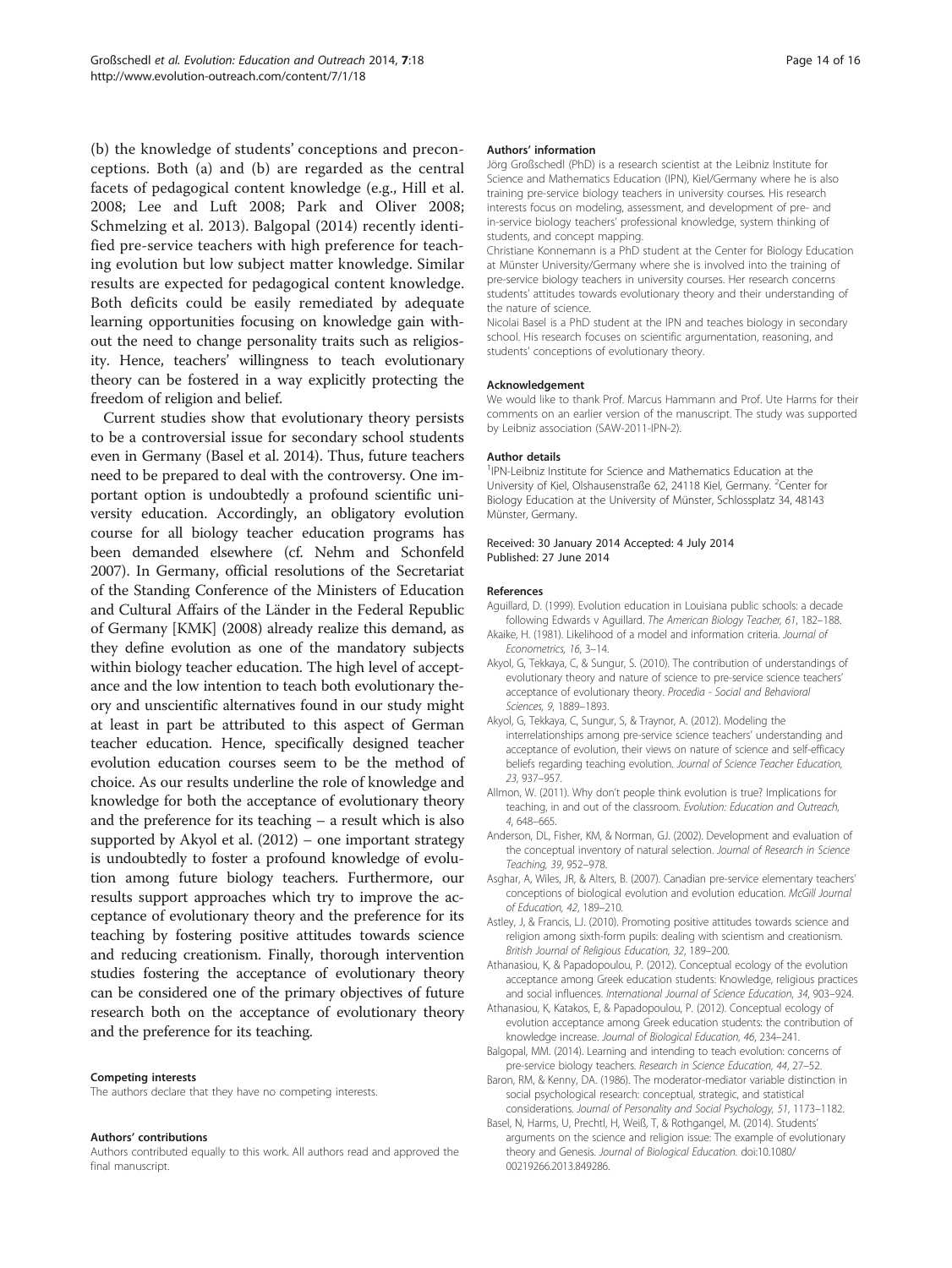(b) the knowledge of students' conceptions and preconceptions. Both (a) and (b) are regarded as the central facets of pedagogical content knowledge (e.g., Hill et al. 2008; Lee and Luft 2008; Park and Oliver 2008; Schmelzing et al. 2013). Balgopal (2014) recently identified pre-service teachers with high preference for teaching evolution but low subject matter knowledge. Similar results are expected for pedagogical content knowledge. Both deficits could be easily remediated by adequate learning opportunities focusing on knowledge gain without the need to change personality traits such as religiosity. Hence, teachers' willingness to teach evolutionary theory can be fostered in a way explicitly protecting the freedom of religion and belief.

Current studies show that evolutionary theory persists to be a controversial issue for secondary school students even in Germany (Basel et al. 2014). Thus, future teachers need to be prepared to deal with the controversy. One important option is undoubtedly a profound scientific university education. Accordingly, an obligatory evolution course for all biology teacher education programs has been demanded elsewhere (cf. Nehm and Schonfeld 2007). In Germany, official resolutions of the Secretariat of the Standing Conference of the Ministers of Education and Cultural Affairs of the Länder in the Federal Republic of Germany [KMK] (2008) already realize this demand, as they define evolution as one of the mandatory subjects within biology teacher education. The high level of acceptance and the low intention to teach both evolutionary theory and unscientific alternatives found in our study might at least in part be attributed to this aspect of German teacher education. Hence, specifically designed teacher evolution education courses seem to be the method of choice. As our results underline the role of knowledge and knowledge for both the acceptance of evolutionary theory and the preference for its teaching – a result which is also supported by Akyol et al. (2012) – one important strategy is undoubtedly to foster a profound knowledge of evolution among future biology teachers. Furthermore, our results support approaches which try to improve the acceptance of evolutionary theory and the preference for its teaching by fostering positive attitudes towards science and reducing creationism. Finally, thorough intervention studies fostering the acceptance of evolutionary theory can be considered one of the primary objectives of future research both on the acceptance of evolutionary theory and the preference for its teaching.

#### Competing interests
The authors declare that they have no competing interests.

#### Authors' contributions
Authors contributed equally to this work. All authors read and approved the final manuscript.

#### Authors' information
Jörg Großschedl (PhD) is a research scientist at the Leibniz Institute for Science and Mathematics Education (IPN), Kiel/Germany where he is also training pre-service biology teachers in university courses. His research interests focus on modeling, assessment, and development of pre- and in-service biology teachers' professional knowledge, system thinking of students, and concept mapping.
Christiane Konnemann is a PhD student at the Center for Biology Education at Münster University/Germany where she is involved into the training of pre-service biology teachers in university courses. Her research concerns students' attitudes towards evolutionary theory and their understanding of the nature of science.
Nicolai Basel is a PhD student at the IPN and teaches biology in secondary school. His research focuses on scientific argumentation, reasoning, and students' conceptions of evolutionary theory.

#### Acknowledgement
We would like to thank Prof. Marcus Hammann and Prof. Ute Harms for their comments on an earlier version of the manuscript. The study was supported by Leibniz association (SAW-2011-IPN-2).

#### Author details
[1]IPN-Leibniz Institute for Science and Mathematics Education at the University of Kiel, Olshausenstraße 62, 24118 Kiel, Germany. [2]Center for Biology Education at the University of Münster, Schlossplatz 34, 48143 Münster, Germany.

Received: 30 January 2014 Accepted: 4 July 2014
Published: 27 June 2014

#### References
- Aguillard, D. (1999). Evolution education in Louisiana public schools: a decade following Edwards v Aguillard. *The American Biology Teacher, 61*, 182–188.
- Akaike, H. (1981). Likelihood of a model and information criteria. *Journal of Econometrics, 16*, 3–14.
- Akyol, G, Tekkaya, C, & Sungur, S. (2010). The contribution of understandings of evolutionary theory and nature of science to pre-service science teachers' acceptance of evolutionary theory. *Procedia - Social and Behavioral Sciences, 9*, 1889–1893.
- Akyol, G, Tekkaya, C, Sungur, S, & Traynor, A. (2012). Modeling the interrelationships among pre-service science teachers' understanding and acceptance of evolution, their views on nature of science and self-efficacy beliefs regarding teaching evolution. *Journal of Science Teacher Education, 23*, 937–957.
- Allmon, W. (2011). Why don't people think evolution is true? Implications for teaching, in and out of the classroom. *Evolution: Education and Outreach, 4*, 648–665.
- Anderson, DL, Fisher, KM, & Norman, GJ. (2002). Development and evaluation of the conceptual inventory of natural selection. *Journal of Research in Science Teaching, 39*, 952–978.
- Asghar, A, Wiles, JR, & Alters, B. (2007). Canadian pre-service elementary teachers' conceptions of biological evolution and evolution education. *McGill Journal of Education, 42*, 189–210.
- Astley, J, & Francis, LJ. (2010). Promoting positive attitudes towards science and religion among sixth-form pupils: dealing with scientism and creationism. *British Journal of Religious Education, 32*, 189–200.
- Athanasiou, K, & Papadopoulou, P. (2012). Conceptual ecology of the evolution acceptance among Greek education students: Knowledge, religious practices and social influences. *International Journal of Science Education, 34*, 903–924.
- Athanasiou, K, Katakos, E, & Papadopoulou, P. (2012). Conceptual ecology of evolution acceptance among Greek education students: the contribution of knowledge increase. *Journal of Biological Education, 46*, 234–241.
- Balgopal, MM. (2014). Learning and intending to teach evolution: concerns of pre-service biology teachers. *Research in Science Education, 44*, 27–52.
- Baron, RM, & Kenny, DA. (1986). The moderator-mediator variable distinction in social psychological research: conceptual, strategic, and statistical considerations. *Journal of Personality and Social Psychology, 51*, 1173–1182.
- Basel, N, Harms, U, Prechtl, H, Weiß, T, & Rothgangel, M. (2014). Students' arguments on the science and religion issue: The example of evolutionary theory and Genesis. *Journal of Biological Education.* doi:10.1080/00219266.2013.849286.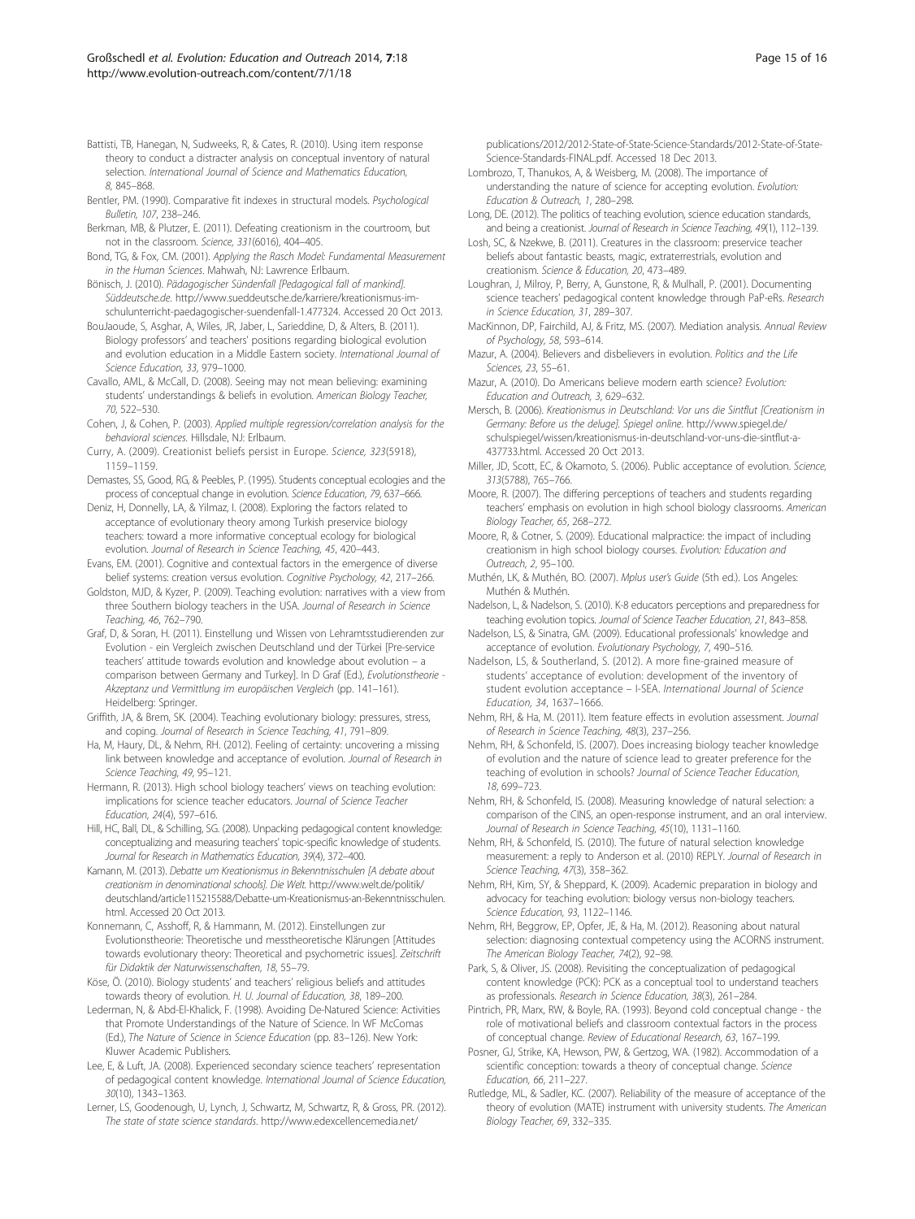Battisti, TB, Hanegan, N, Sudweeks, R, & Cates, R. (2010). Using item response theory to conduct a distracter analysis on conceptual inventory of natural selection. *International Journal of Science and Mathematics Education, 8*, 845–868.

Bentler, PM. (1990). Comparative fit indexes in structural models. *Psychological Bulletin, 107*, 238–246.

Berkman, MB, & Plutzer, E. (2011). Defeating creationism in the courtroom, but not in the classroom. *Science, 331*(6016), 404–405.

Bond, TG, & Fox, CM. (2001). *Applying the Rasch Model: Fundamental Measurement in the Human Sciences*. Mahwah, NJ: Lawrence Erlbaum.

Bönisch, J. (2010). *Pädagogischer Sündenfall [Pedagogical fall of mankind]. Süddeutsche.de.* http://www.sueddeutsche.de/karriere/kreationismus-im-schulunterricht-paedagogischer-suendenfall-1.477324. Accessed 20 Oct 2013.

BouJaoude, S, Asghar, A, Wiles, JR, Jaber, L, Sarieddine, D, & Alters, B. (2011). Biology professors' and teachers' positions regarding biological evolution and evolution education in a Middle Eastern society. *International Journal of Science Education, 33*, 979–1000.

Cavallo, AML, & McCall, D. (2008). Seeing may not mean believing: examining students' understandings & beliefs in evolution. *American Biology Teacher, 70*, 522–530.

Cohen, J, & Cohen, P. (2003). *Applied multiple regression/correlation analysis for the behavioral sciences*. Hillsdale, NJ: Erlbaum.

Curry, A. (2009). Creationist beliefs persist in Europe. *Science, 323*(5918), 1159–1159.

Demastes, SS, Good, RG, & Peebles, P. (1995). Students conceptual ecologies and the process of conceptual change in evolution. *Science Education, 79*, 637–666.

Deniz, H, Donnelly, LA, & Yilmaz, I. (2008). Exploring the factors related to acceptance of evolutionary theory among Turkish preservice biology teachers: toward a more informative conceptual ecology for biological evolution. *Journal of Research in Science Teaching, 45*, 420–443.

Evans, EM. (2001). Cognitive and contextual factors in the emergence of diverse belief systems: creation versus evolution. *Cognitive Psychology, 42*, 217–266.

Goldston, MJD, & Kyzer, P. (2009). Teaching evolution: narratives with a view from three Southern biology teachers in the USA. *Journal of Research in Science Teaching, 46*, 762–790.

Graf, D, & Soran, H. (2011). Einstellung und Wissen von Lehramtsstudierenden zur Evolution - ein Vergleich zwischen Deutschland und der Türkei [Pre-service teachers' attitude towards evolution and knowledge about evolution – a comparison between Germany and Turkey]. In D Graf (Ed.), *Evolutionstheorie - Akzeptanz und Vermittlung im europäischen Vergleich* (pp. 141–161). Heidelberg: Springer.

Griffith, JA, & Brem, SK. (2004). Teaching evolutionary biology: pressures, stress, and coping. *Journal of Research in Science Teaching, 41*, 791–809.

Ha, M, Haury, DL, & Nehm, RH. (2012). Feeling of certainty: uncovering a missing link between knowledge and acceptance of evolution. *Journal of Research in Science Teaching, 49*, 95–121.

Hermann, R. (2013). High school biology teachers' views on teaching evolution: implications for science teacher educators. *Journal of Science Teacher Education, 24*(4), 597–616.

Hill, HC, Ball, DL, & Schilling, SG. (2008). Unpacking pedagogical content knowledge: conceptualizing and measuring teachers' topic-specific knowledge of students. *Journal for Research in Mathematics Education, 39*(4), 372–400.

Kamann, M. (2013). *Debatte um Kreationismus in Bekenntnisschulen [A debate about creationism in denominational schools]. Die Welt.* http://www.welt.de/politik/deutschland/article115215588/Debatte-um-Kreationismus-an-Bekenntnisschulen.html. Accessed 20 Oct 2013.

Konnemann, C, Asshoff, R, & Hammann, M. (2012). Einstellungen zur Evolutionstheorie: Theoretische und messtheoretische Klärungen [Attitudes towards evolutionary theory: Theoretical and psychometric issues]. *Zeitschrift für Didaktik der Naturwissenschaften, 18*, 55–79.

Köse, Ö. (2010). Biology students' and teachers' religious beliefs and attitudes towards theory of evolution. *H. U. Journal of Education, 38*, 189–200.

Lederman, N, & Abd-El-Khalick, F. (1998). Avoiding De-Natured Science: Activities that Promote Understandings of the Nature of Science. In WF McComas (Ed.), *The Nature of Science in Science Education* (pp. 83–126). New York: Kluwer Academic Publishers.

Lee, E, & Luft, JA. (2008). Experienced secondary science teachers' representation of pedagogical content knowledge. *International Journal of Science Education, 30*(10), 1343–1363.

Lerner, LS, Goodenough, U, Lynch, J, Schwartz, M, Schwartz, R, & Gross, PR. (2012). *The state of state science standards*. http://www.edexcellencemedia.net/publications/2012/2012-State-of-State-Science-Standards/2012-State-of-State-Science-Standards-FINAL.pdf. Accessed 18 Dec 2013.

Lombrozo, T, Thanukos, A, & Weisberg, M. (2008). The importance of understanding the nature of science for accepting evolution. *Evolution: Education & Outreach, 1*, 280–298.

Long, DE. (2012). The politics of teaching evolution, science education standards, and being a creationist. *Journal of Research in Science Teaching, 49*(1), 112–139.

Losh, SC, & Nzekwe, B. (2011). Creatures in the classroom: preservice teacher beliefs about fantastic beasts, magic, extraterrestrials, evolution and creationism. *Science & Education, 20*, 473–489.

Loughran, J, Milroy, P, Berry, A, Gunstone, R, & Mulhall, P. (2001). Documenting science teachers' pedagogical content knowledge through PaP-eRs. *Research in Science Education, 31*, 289–307.

MacKinnon, DP, Fairchild, AJ, & Fritz, MS. (2007). Mediation analysis. *Annual Review of Psychology, 58*, 593–614.

Mazur, A. (2004). Believers and disbelievers in evolution. *Politics and the Life Sciences, 23*, 55–61.

Mazur, A. (2010). Do Americans believe modern earth science? *Evolution: Education and Outreach, 3*, 629–632.

Mersch, B. (2006). *Kreationismus in Deutschland: Vor uns die Sintflut [Creationism in Germany: Before us the deluge]. Spiegel online.* http://www.spiegel.de/schulspiegel/wissen/kreationismus-in-deutschland-vor-uns-die-sintflut-a-437733.html. Accessed 20 Oct 2013.

Miller, JD, Scott, EC, & Okamoto, S. (2006). Public acceptance of evolution. *Science, 313*(5788), 765–766.

Moore, R. (2007). The differing perceptions of teachers and students regarding teachers' emphasis on evolution in high school biology classrooms. *American Biology Teacher, 65*, 268–272.

Moore, R, & Cotner, S. (2009). Educational malpractice: the impact of including creationism in high school biology courses. *Evolution: Education and Outreach, 2*, 95–100.

Muthén, LK, & Muthén, BO. (2007). *Mplus user's Guide* (5th ed.). Los Angeles: Muthén & Muthén.

Nadelson, L, & Nadelson, S. (2010). K-8 educators perceptions and preparedness for teaching evolution topics. *Journal of Science Teacher Education, 21*, 843–858.

Nadelson, LS, & Sinatra, GM. (2009). Educational professionals' knowledge and acceptance of evolution. *Evolutionary Psychology, 7*, 490–516.

Nadelson, LS, & Southerland, S. (2012). A more fine-grained measure of students' acceptance of evolution: development of the inventory of student evolution acceptance – I-SEA. *International Journal of Science Education, 34*, 1637–1666.

Nehm, RH, & Ha, M. (2011). Item feature effects in evolution assessment. *Journal of Research in Science Teaching, 48*(3), 237–256.

Nehm, RH, & Schonfeld, IS. (2007). Does increasing biology teacher knowledge of evolution and the nature of science lead to greater preference for the teaching of evolution in schools? *Journal of Science Teacher Education, 18*, 699–723.

Nehm, RH, & Schonfeld, IS. (2008). Measuring knowledge of natural selection: a comparison of the CINS, an open-response instrument, and an oral interview. *Journal of Research in Science Teaching, 45*(10), 1131–1160.

Nehm, RH, & Schonfeld, IS. (2010). The future of natural selection knowledge measurement: a reply to Anderson et al. (2010) REPLY. *Journal of Research in Science Teaching, 47*(3), 358–362.

Nehm, RH, Kim, SY, & Sheppard, K. (2009). Academic preparation in biology and advocacy for teaching evolution: biology versus non-biology teachers. *Science Education, 93*, 1122–1146.

Nehm, RH, Beggrow, EP, Opfer, JE, & Ha, M. (2012). Reasoning about natural selection: diagnosing contextual competency using the ACORNS instrument. *The American Biology Teacher, 74*(2), 92–98.

Park, S, & Oliver, JS. (2008). Revisiting the conceptualization of pedagogical content knowledge (PCK): PCK as a conceptual tool to understand teachers as professionals. *Research in Science Education, 38*(3), 261–284.

Pintrich, PR, Marx, RW, & Boyle, RA. (1993). Beyond cold conceptual change - the role of motivational beliefs and classroom contextual factors in the process of conceptual change. *Review of Educational Research, 63*, 167–199.

Posner, GJ, Strike, KA, Hewson, PW, & Gertzog, WA. (1982). Accommodation of a scientific conception: towards a theory of conceptual change. *Science Education, 66*, 211–227.

Rutledge, ML, & Sadler, KC. (2007). Reliability of the measure of acceptance of the theory of evolution (MATE) instrument with university students. *The American Biology Teacher, 69*, 332–335.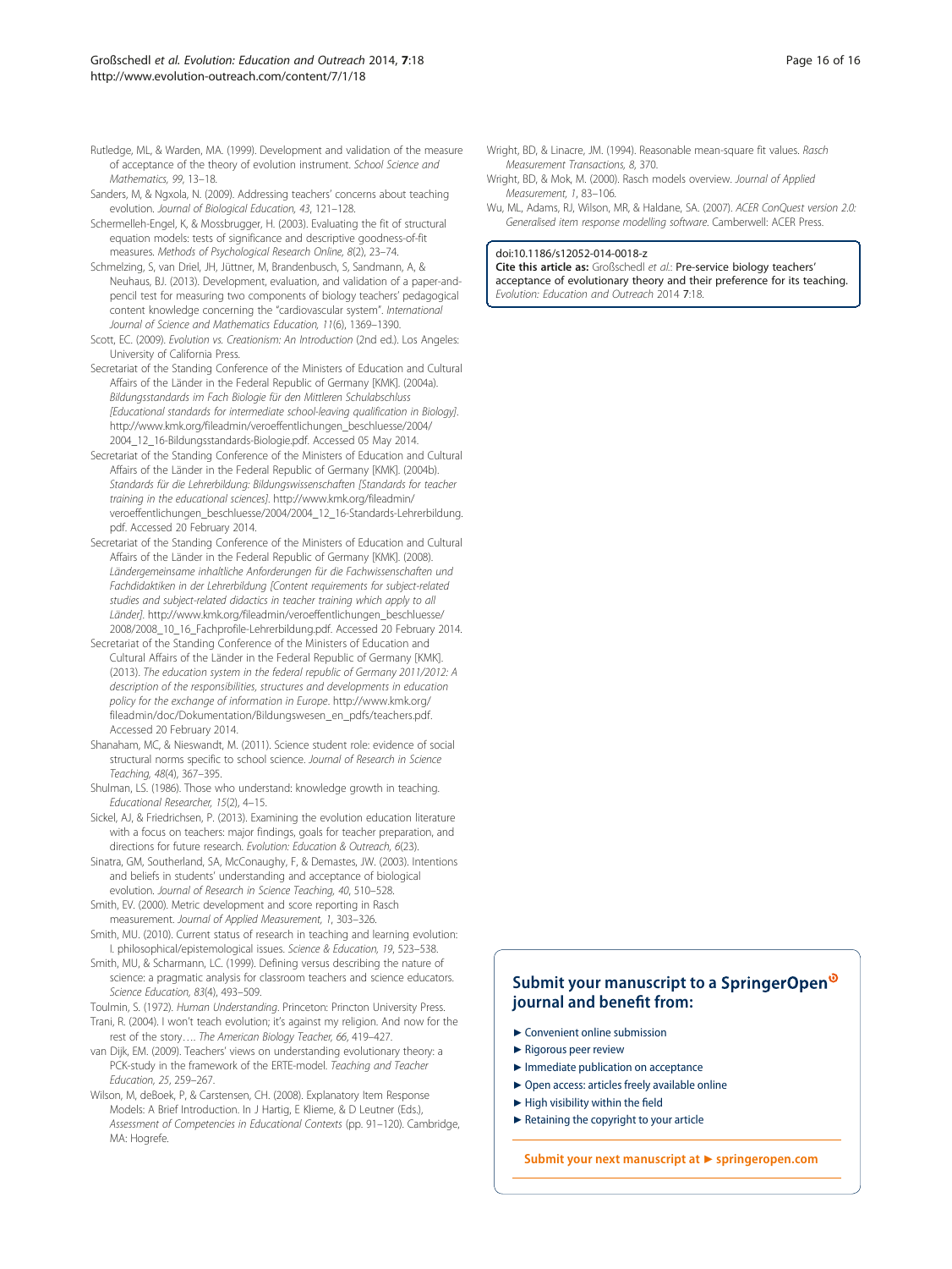Rutledge, ML, & Warden, MA. (1999). Development and validation of the measure of acceptance of the theory of evolution instrument. *School Science and Mathematics, 99*, 13–18.

Sanders, M, & Ngxola, N. (2009). Addressing teachers' concerns about teaching evolution. *Journal of Biological Education, 43*, 121–128.

Schermelleh-Engel, K, & Mossbrugger, H. (2003). Evaluating the fit of structural equation models: tests of significance and descriptive goodness-of-fit measures. *Methods of Psychological Research Online, 8*(2), 23–74.

Schmelzing, S, van Driel, JH, Jüttner, M, Brandenbusch, S, Sandmann, A, & Neuhaus, BJ. (2013). Development, evaluation, and validation of a paper-and-pencil test for measuring two components of biology teachers' pedagogical content knowledge concerning the "cardiovascular system". *International Journal of Science and Mathematics Education, 11*(6), 1369–1390.

Scott, EC. (2009). *Evolution vs. Creationism: An Introduction* (2nd ed.). Los Angeles: University of California Press.

Secretariat of the Standing Conference of the Ministers of Education and Cultural Affairs of the Länder in the Federal Republic of Germany [KMK]. (2004a). *Bildungsstandards im Fach Biologie für den Mittleren Schulabschluss [Educational standards for intermediate school-leaving qualification in Biology]*. http://www.kmk.org/fileadmin/veroeffentlichungen_beschluesse/2004/2004_12_16-Bildungsstandards-Biologie.pdf. Accessed 05 May 2014.

Secretariat of the Standing Conference of the Ministers of Education and Cultural Affairs of the Länder in the Federal Republic of Germany [KMK]. (2004b). *Standards für die Lehrerbildung: Bildungswissenschaften [Standards for teacher training in the educational sciences]*. http://www.kmk.org/fileadmin/veroeffentlichungen_beschluesse/2004/2004_12_16-Standards-Lehrerbildung.pdf. Accessed 20 February 2014.

Secretariat of the Standing Conference of the Ministers of Education and Cultural Affairs of the Länder in the Federal Republic of Germany [KMK]. (2008). *Ländergemeinsame inhaltliche Anforderungen für die Fachwissenschaften und Fachdidaktiken in der Lehrerbildung [Content requirements for subject-related studies and subject-related didactics in teacher training which apply to all Länder]*. http://www.kmk.org/fileadmin/veroeffentlichungen_beschluesse/2008/2008_10_16_Fachprofile-Lehrerbildung.pdf. Accessed 20 February 2014.

Secretariat of the Standing Conference of the Ministers of Education and Cultural Affairs of the Länder in the Federal Republic of Germany [KMK]. (2013). *The education system in the federal republic of Germany 2011/2012: A description of the responsibilities, structures and developments in education policy for the exchange of information in Europe*. http://www.kmk.org/fileadmin/doc/Dokumentation/Bildungswesen_en_pdfs/teachers.pdf. Accessed 20 February 2014.

Shanaham, MC, & Nieswandt, M. (2011). Science student role: evidence of social structural norms specific to school science. *Journal of Research in Science Teaching, 48*(4), 367–395.

Shulman, LS. (1986). Those who understand: knowledge growth in teaching. *Educational Researcher, 15*(2), 4–15.

Sickel, AJ, & Friedrichsen, P. (2013). Examining the evolution education literature with a focus on teachers: major findings, goals for teacher preparation, and directions for future research. *Evolution: Education & Outreach, 6*(23).

Sinatra, GM, Southerland, SA, McConaughy, F, & Demastes, JW. (2003). Intentions and beliefs in students' understanding and acceptance of biological evolution. *Journal of Research in Science Teaching, 40*, 510–528.

Smith, EV. (2000). Metric development and score reporting in Rasch measurement. *Journal of Applied Measurement, 1*, 303–326.

Smith, MU. (2010). Current status of research in teaching and learning evolution: I. philosophical/epistemological issues. *Science & Education, 19*, 523–538.

Smith, MU, & Scharmann, LC. (1999). Defining versus describing the nature of science: a pragmatic analysis for classroom teachers and science educators. *Science Education, 83*(4), 493–509.

Toulmin, S. (1972). *Human Understanding*. Princeton: Princton University Press.

Trani, R. (2004). I won't teach evolution; it's against my religion. And now for the rest of the story…. *The American Biology Teacher, 66*, 419–427.

van Dijk, EM. (2009). Teachers' views on understanding evolutionary theory: a PCK-study in the framework of the ERTE-model. *Teaching and Teacher Education, 25*, 259–267.

Wilson, M, deBoek, P, & Carstensen, CH. (2008). Explanatory Item Response Models: A Brief Introduction. In J Hartig, E Klieme, & D Leutner (Eds.), *Assessment of Competencies in Educational Contexts* (pp. 91–120). Cambridge, MA: Hogrefe.

Wright, BD, & Linacre, JM. (1994). Reasonable mean-square fit values. *Rasch Measurement Transactions, 8*, 370.

Wright, BD, & Mok, M. (2000). Rasch models overview. *Journal of Applied Measurement, 1*, 83–106.

Wu, ML, Adams, RJ, Wilson, MR, & Haldane, SA. (2007). *ACER ConQuest version 2.0: Generalised item response modelling software*. Camberwell: ACER Press.

doi:10.1186/s12052-014-0018-z

**Cite this article as:** Großschedl *et al.*: Pre-service biology teachers' acceptance of evolutionary theory and their preference for its teaching. *Evolution: Education and Outreach* 2014 **7**:18.

**Submit your manuscript to a SpringerOpen journal and benefit from:**

- ► Convenient online submission
- ► Rigorous peer review
- ► Immediate publication on acceptance
- ► Open access: articles freely available online
- ► High visibility within the field
- ► Retaining the copyright to your article

**Submit your next manuscript at ► springeropen.com**